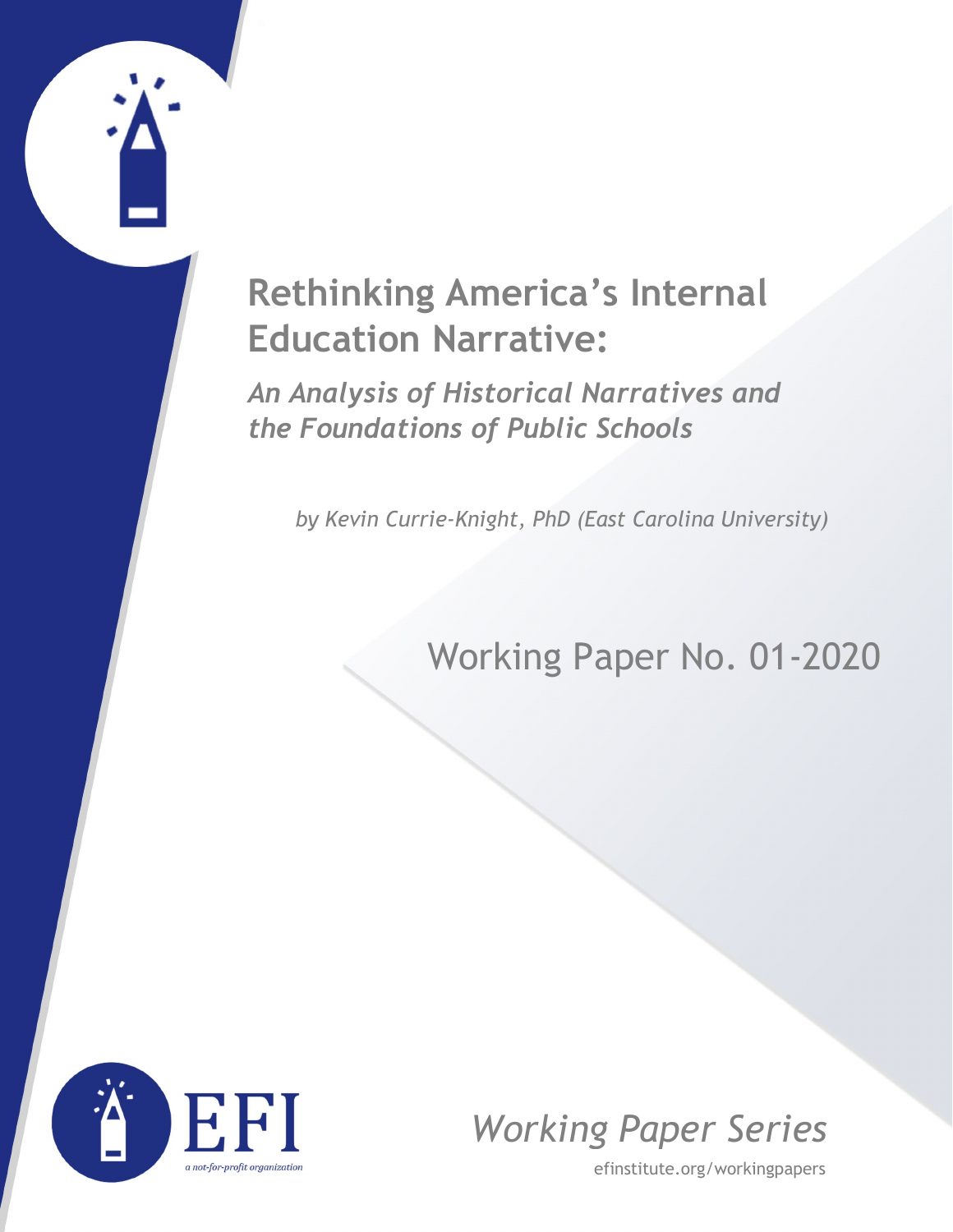# Rethinking America's Internal Education Narrative:

## *An Analysis of Historical Narratives and the Foundations of Public Schools*

*by Kevin Currie-Knight, PhD (East Carolina University)*

Working Paper No. 01-2020

EFI

*a not-for-profit organization*

*Working Paper Series*

efinstitute.org/workingpapers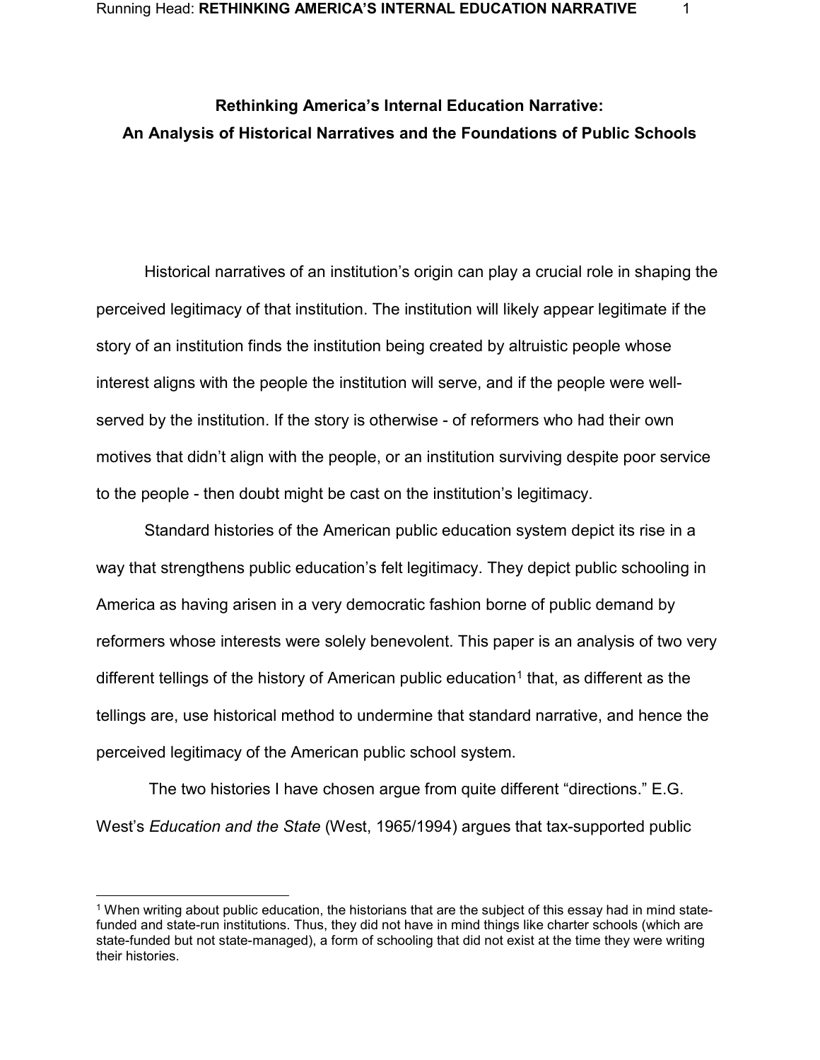# Rethinking America's Internal Education Narrative: An Analysis of Historical Narratives and the Foundations of Public Schools

Historical narratives of an institution's origin can play a crucial role in shaping the perceived legitimacy of that institution. The institution will likely appear legitimate if the story of an institution finds the institution being created by altruistic people whose interest aligns with the people the institution will serve, and if the people were well-served by the institution. If the story is otherwise - of reformers who had their own motives that didn't align with the people, or an institution surviving despite poor service to the people - then doubt might be cast on the institution's legitimacy.

Standard histories of the American public education system depict its rise in a way that strengthens public education's felt legitimacy. They depict public schooling in America as having arisen in a very democratic fashion borne of public demand by reformers whose interests were solely benevolent. This paper is an analysis of two very different tellings of the history of American public education[1] that, as different as the tellings are, use historical method to undermine that standard narrative, and hence the perceived legitimacy of the American public school system.

The two histories I have chosen argue from quite different "directions." E.G. West's *Education and the State* (West, 1965/1994) argues that tax-supported public

[1] When writing about public education, the historians that are the subject of this essay had in mind state-funded and state-run institutions. Thus, they did not have in mind things like charter schools (which are state-funded but not state-managed), a form of schooling that did not exist at the time they were writing their histories.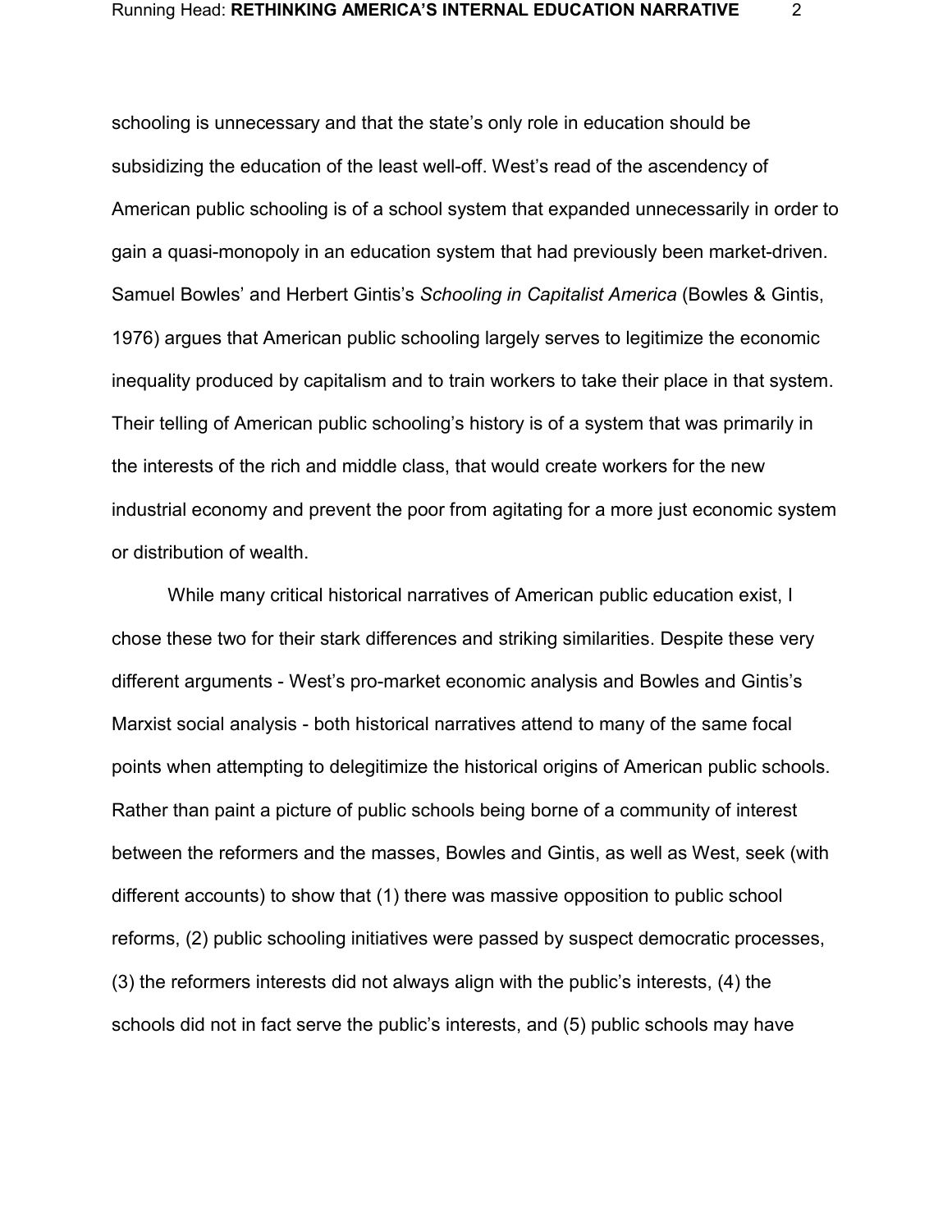schooling is unnecessary and that the state's only role in education should be subsidizing the education of the least well-off. West's read of the ascendency of American public schooling is of a school system that expanded unnecessarily in order to gain a quasi-monopoly in an education system that had previously been market-driven. Samuel Bowles' and Herbert Gintis's *Schooling in Capitalist America* (Bowles & Gintis, 1976) argues that American public schooling largely serves to legitimize the economic inequality produced by capitalism and to train workers to take their place in that system. Their telling of American public schooling's history is of a system that was primarily in the interests of the rich and middle class, that would create workers for the new industrial economy and prevent the poor from agitating for a more just economic system or distribution of wealth.

While many critical historical narratives of American public education exist, I chose these two for their stark differences and striking similarities. Despite these very different arguments - West's pro-market economic analysis and Bowles and Gintis's Marxist social analysis - both historical narratives attend to many of the same focal points when attempting to delegitimize the historical origins of American public schools. Rather than paint a picture of public schools being borne of a community of interest between the reformers and the masses, Bowles and Gintis, as well as West, seek (with different accounts) to show that (1) there was massive opposition to public school reforms, (2) public schooling initiatives were passed by suspect democratic processes, (3) the reformers interests did not always align with the public's interests, (4) the schools did not in fact serve the public's interests, and (5) public schools may have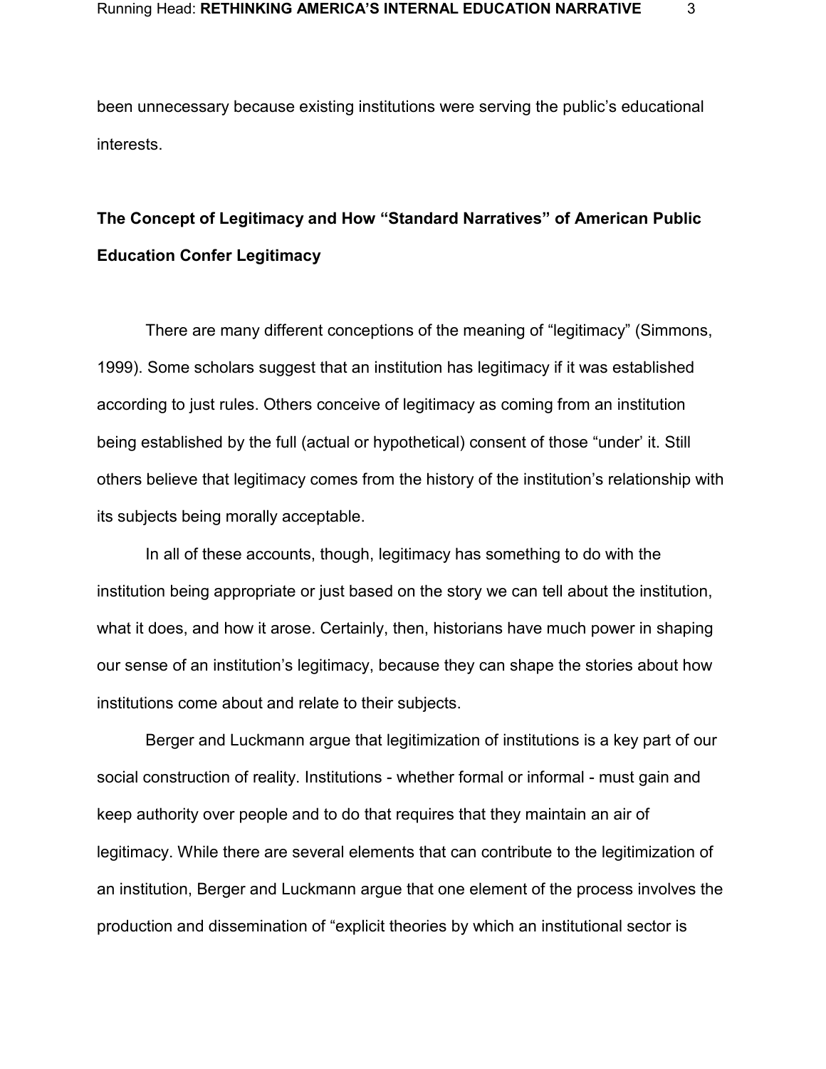been unnecessary because existing institutions were serving the public's educational interests.

## The Concept of Legitimacy and How "Standard Narratives" of American Public Education Confer Legitimacy

There are many different conceptions of the meaning of "legitimacy" (Simmons, 1999). Some scholars suggest that an institution has legitimacy if it was established according to just rules. Others conceive of legitimacy as coming from an institution being established by the full (actual or hypothetical) consent of those "under' it. Still others believe that legitimacy comes from the history of the institution's relationship with its subjects being morally acceptable.

In all of these accounts, though, legitimacy has something to do with the institution being appropriate or just based on the story we can tell about the institution, what it does, and how it arose. Certainly, then, historians have much power in shaping our sense of an institution's legitimacy, because they can shape the stories about how institutions come about and relate to their subjects.

Berger and Luckmann argue that legitimization of institutions is a key part of our social construction of reality. Institutions - whether formal or informal - must gain and keep authority over people and to do that requires that they maintain an air of legitimacy. While there are several elements that can contribute to the legitimization of an institution, Berger and Luckmann argue that one element of the process involves the production and dissemination of "explicit theories by which an institutional sector is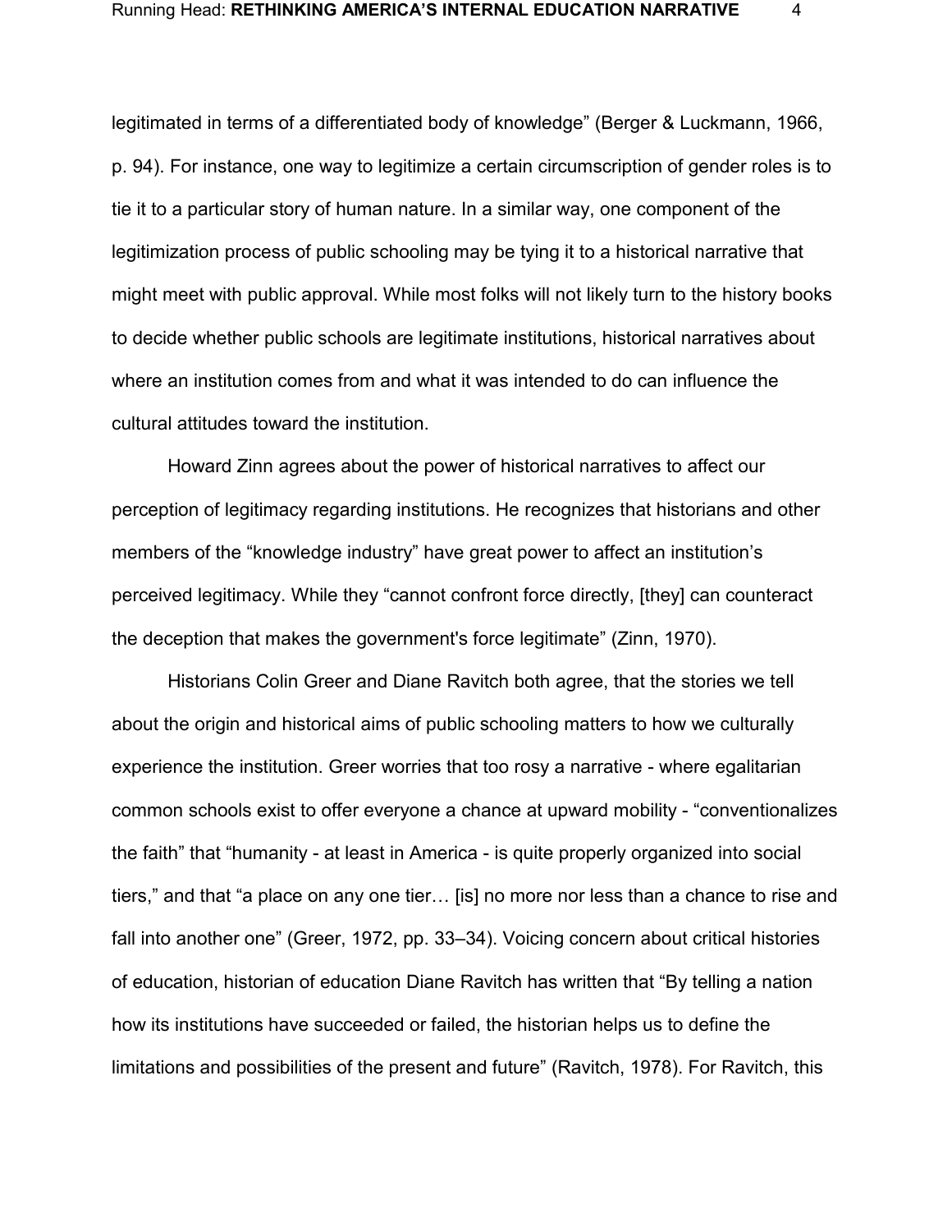legitimated in terms of a differentiated body of knowledge" (Berger & Luckmann, 1966, p. 94). For instance, one way to legitimize a certain circumscription of gender roles is to tie it to a particular story of human nature. In a similar way, one component of the legitimization process of public schooling may be tying it to a historical narrative that might meet with public approval. While most folks will not likely turn to the history books to decide whether public schools are legitimate institutions, historical narratives about where an institution comes from and what it was intended to do can influence the cultural attitudes toward the institution.

Howard Zinn agrees about the power of historical narratives to affect our perception of legitimacy regarding institutions. He recognizes that historians and other members of the "knowledge industry" have great power to affect an institution's perceived legitimacy. While they "cannot confront force directly, [they] can counteract the deception that makes the government's force legitimate" (Zinn, 1970).

Historians Colin Greer and Diane Ravitch both agree, that the stories we tell about the origin and historical aims of public schooling matters to how we culturally experience the institution. Greer worries that too rosy a narrative - where egalitarian common schools exist to offer everyone a chance at upward mobility - "conventionalizes the faith" that "humanity - at least in America - is quite properly organized into social tiers," and that "a place on any one tier… [is] no more nor less than a chance to rise and fall into another one" (Greer, 1972, pp. 33–34). Voicing concern about critical histories of education, historian of education Diane Ravitch has written that "By telling a nation how its institutions have succeeded or failed, the historian helps us to define the limitations and possibilities of the present and future" (Ravitch, 1978). For Ravitch, this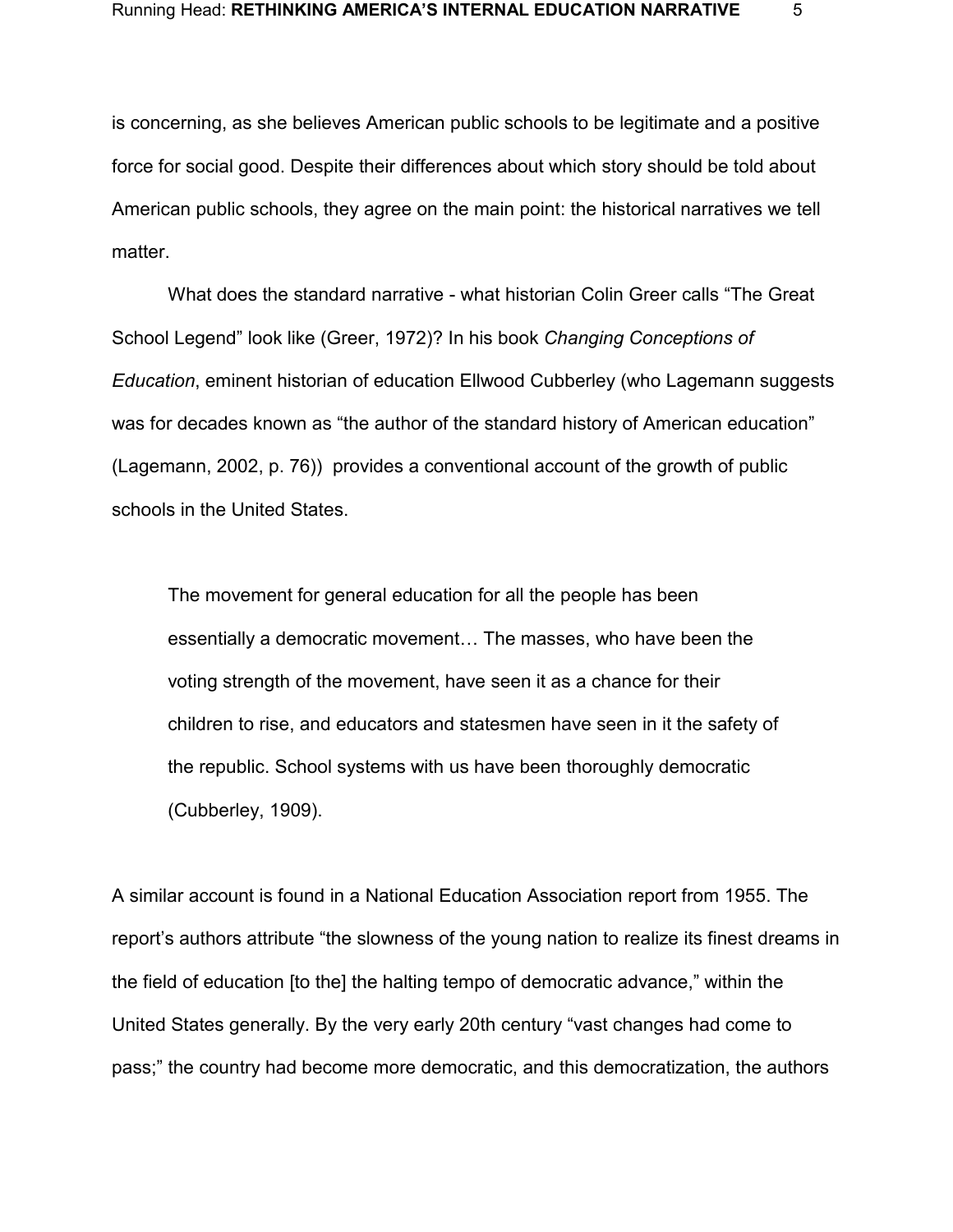is concerning, as she believes American public schools to be legitimate and a positive force for social good. Despite their differences about which story should be told about American public schools, they agree on the main point: the historical narratives we tell matter.

What does the standard narrative - what historian Colin Greer calls "The Great School Legend" look like (Greer, 1972)? In his book *Changing Conceptions of Education*, eminent historian of education Ellwood Cubberley (who Lagemann suggests was for decades known as "the author of the standard history of American education" (Lagemann, 2002, p. 76)) provides a conventional account of the growth of public schools in the United States.

> The movement for general education for all the people has been essentially a democratic movement… The masses, who have been the voting strength of the movement, have seen it as a chance for their children to rise, and educators and statesmen have seen in it the safety of the republic. School systems with us have been thoroughly democratic (Cubberley, 1909).

A similar account is found in a National Education Association report from 1955. The report's authors attribute "the slowness of the young nation to realize its finest dreams in the field of education [to the] the halting tempo of democratic advance," within the United States generally. By the very early 20th century "vast changes had come to pass;" the country had become more democratic, and this democratization, the authors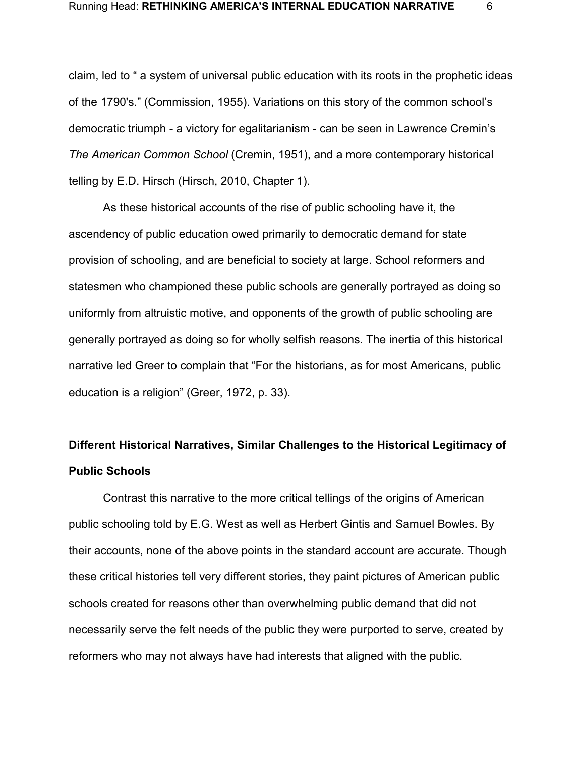claim, led to “ a system of universal public education with its roots in the prophetic ideas of the 1790's.” (Commission, 1955). Variations on this story of the common school’s democratic triumph - a victory for egalitarianism - can be seen in Lawrence Cremin’s *The American Common School* (Cremin, 1951), and a more contemporary historical telling by E.D. Hirsch (Hirsch, 2010, Chapter 1).

As these historical accounts of the rise of public schooling have it, the ascendency of public education owed primarily to democratic demand for state provision of schooling, and are beneficial to society at large. School reformers and statesmen who championed these public schools are generally portrayed as doing so uniformly from altruistic motive, and opponents of the growth of public schooling are generally portrayed as doing so for wholly selfish reasons. The inertia of this historical narrative led Greer to complain that “For the historians, as for most Americans, public education is a religion” (Greer, 1972, p. 33).

## Different Historical Narratives, Similar Challenges to the Historical Legitimacy of Public Schools

Contrast this narrative to the more critical tellings of the origins of American public schooling told by E.G. West as well as Herbert Gintis and Samuel Bowles. By their accounts, none of the above points in the standard account are accurate. Though these critical histories tell very different stories, they paint pictures of American public schools created for reasons other than overwhelming public demand that did not necessarily serve the felt needs of the public they were purported to serve, created by reformers who may not always have had interests that aligned with the public.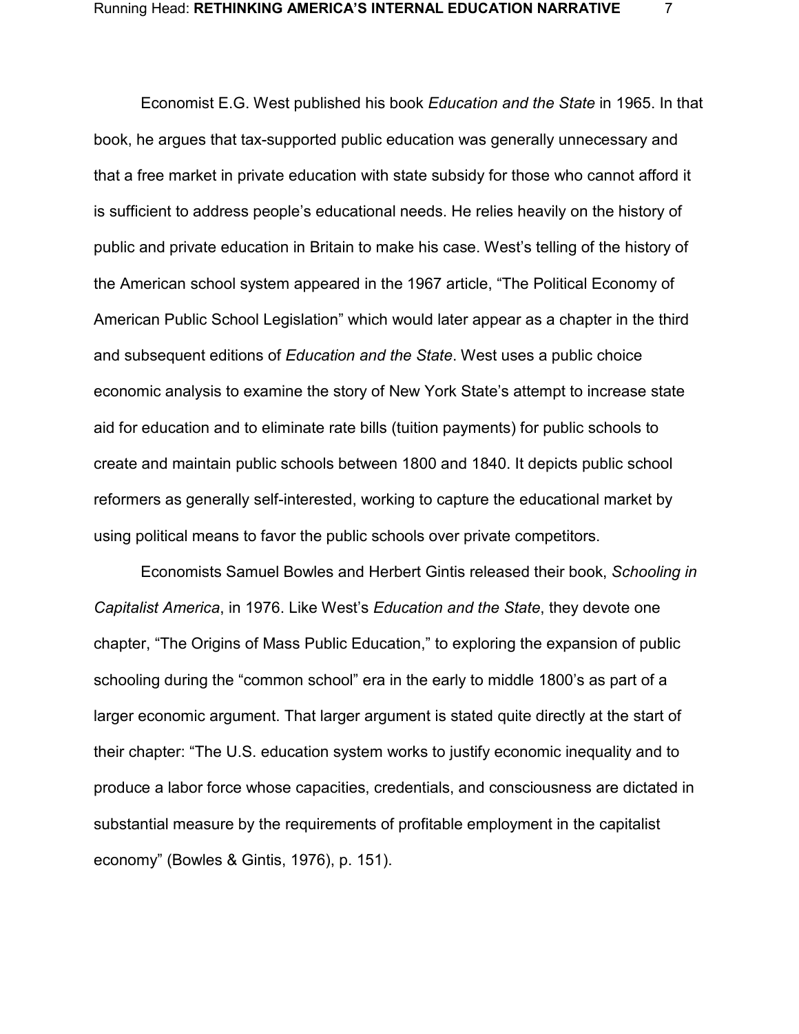Economist E.G. West published his book *Education and the State* in 1965. In that book, he argues that tax-supported public education was generally unnecessary and that a free market in private education with state subsidy for those who cannot afford it is sufficient to address people's educational needs. He relies heavily on the history of public and private education in Britain to make his case. West's telling of the history of the American school system appeared in the 1967 article, "The Political Economy of American Public School Legislation" which would later appear as a chapter in the third and subsequent editions of *Education and the State*. West uses a public choice economic analysis to examine the story of New York State's attempt to increase state aid for education and to eliminate rate bills (tuition payments) for public schools to create and maintain public schools between 1800 and 1840. It depicts public school reformers as generally self-interested, working to capture the educational market by using political means to favor the public schools over private competitors.

Economists Samuel Bowles and Herbert Gintis released their book, *Schooling in Capitalist America*, in 1976. Like West's *Education and the State*, they devote one chapter, "The Origins of Mass Public Education," to exploring the expansion of public schooling during the "common school" era in the early to middle 1800's as part of a larger economic argument. That larger argument is stated quite directly at the start of their chapter: "The U.S. education system works to justify economic inequality and to produce a labor force whose capacities, credentials, and consciousness are dictated in substantial measure by the requirements of profitable employment in the capitalist economy" (Bowles & Gintis, 1976), p. 151).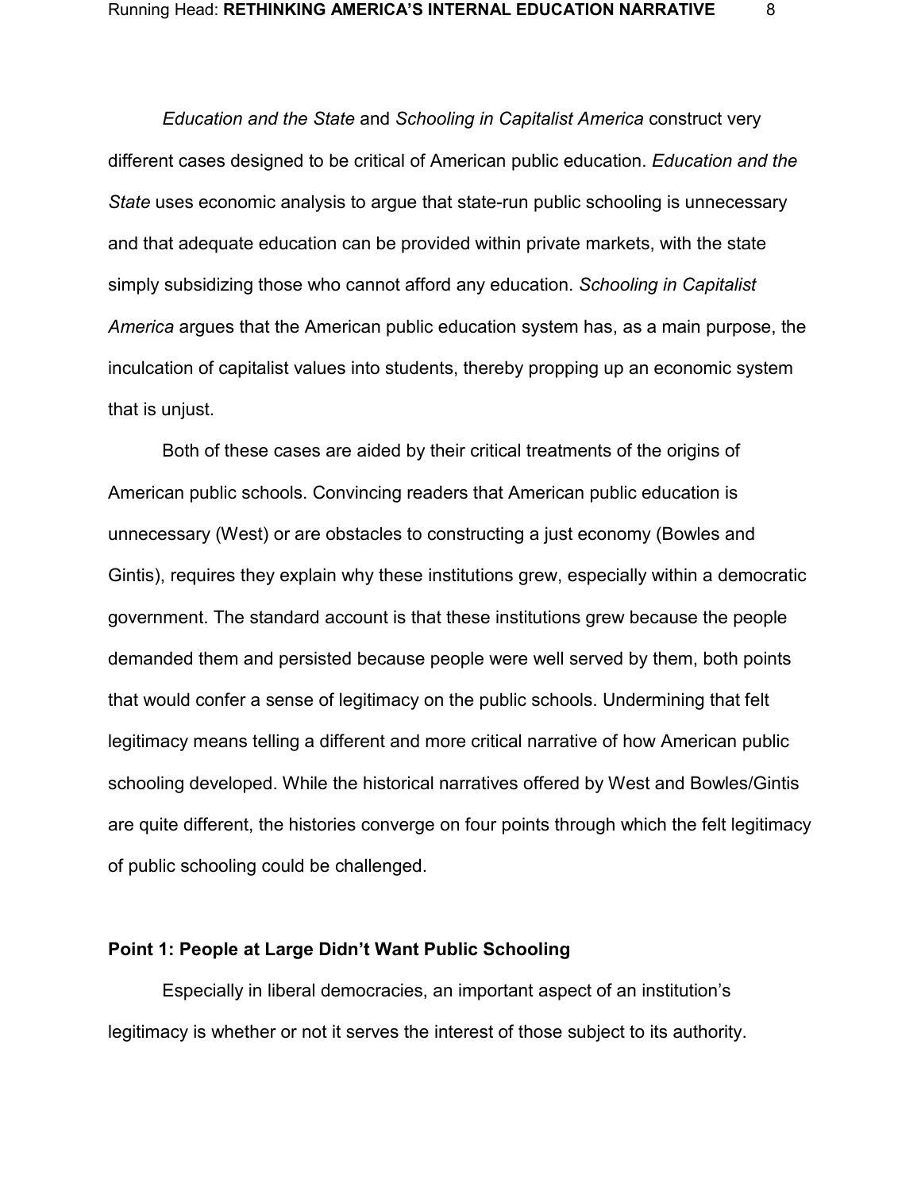*Education and the State* and *Schooling in Capitalist America* construct very different cases designed to be critical of American public education. *Education and the State* uses economic analysis to argue that state-run public schooling is unnecessary and that adequate education can be provided within private markets, with the state simply subsidizing those who cannot afford any education. *Schooling in Capitalist America* argues that the American public education system has, as a main purpose, the inculcation of capitalist values into students, thereby propping up an economic system that is unjust.

Both of these cases are aided by their critical treatments of the origins of American public schools. Convincing readers that American public education is unnecessary (West) or are obstacles to constructing a just economy (Bowles and Gintis), requires they explain why these institutions grew, especially within a democratic government. The standard account is that these institutions grew because the people demanded them and persisted because people were well served by them, both points that would confer a sense of legitimacy on the public schools. Undermining that felt legitimacy means telling a different and more critical narrative of how American public schooling developed. While the historical narratives offered by West and Bowles/Gintis are quite different, the histories converge on four points through which the felt legitimacy of public schooling could be challenged.

### Point 1: People at Large Didn't Want Public Schooling

Especially in liberal democracies, an important aspect of an institution's legitimacy is whether or not it serves the interest of those subject to its authority.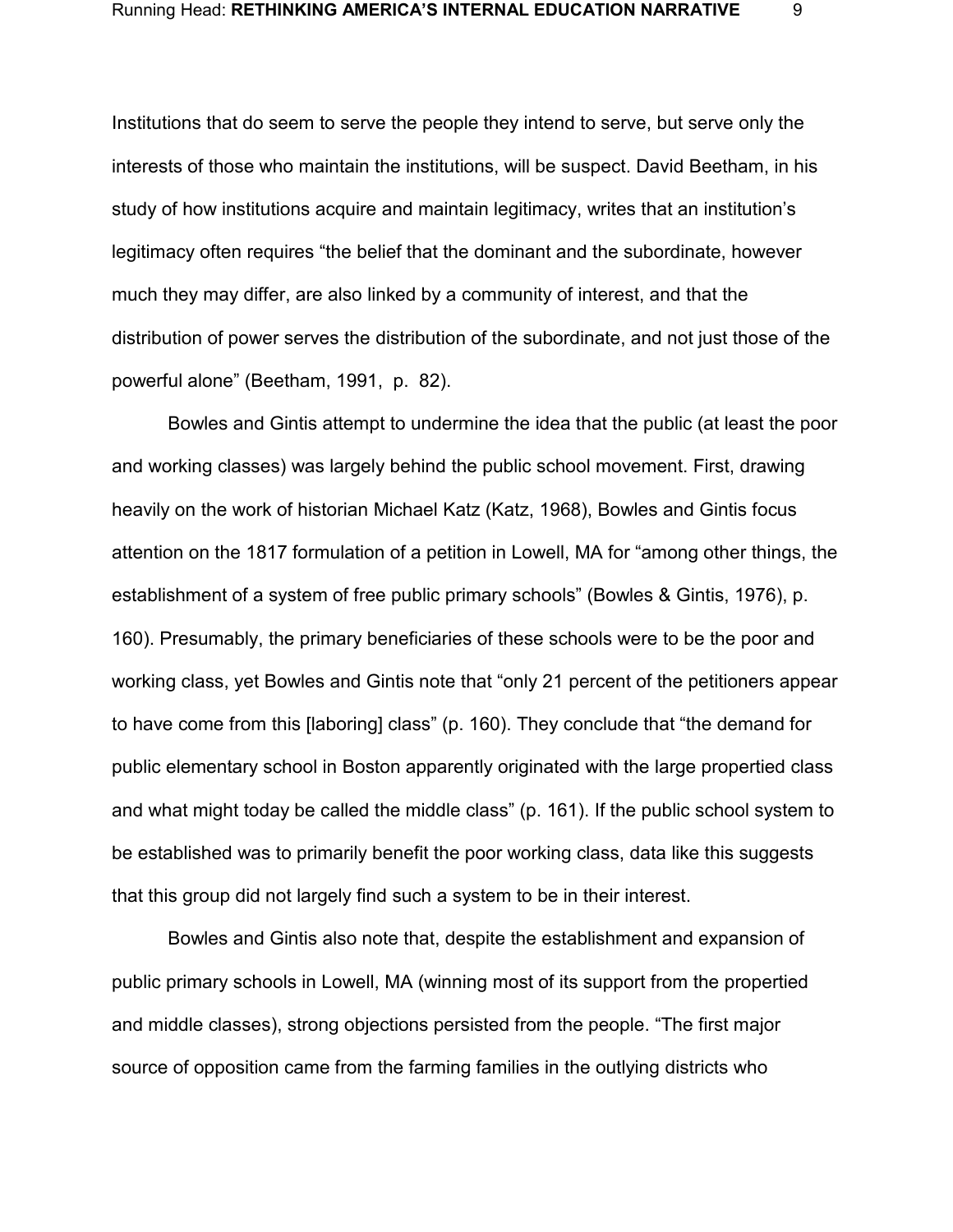Institutions that do seem to serve the people they intend to serve, but serve only the interests of those who maintain the institutions, will be suspect. David Beetham, in his study of how institutions acquire and maintain legitimacy, writes that an institution's legitimacy often requires "the belief that the dominant and the subordinate, however much they may differ, are also linked by a community of interest, and that the distribution of power serves the distribution of the subordinate, and not just those of the powerful alone" (Beetham, 1991, p. 82).

Bowles and Gintis attempt to undermine the idea that the public (at least the poor and working classes) was largely behind the public school movement. First, drawing heavily on the work of historian Michael Katz (Katz, 1968), Bowles and Gintis focus attention on the 1817 formulation of a petition in Lowell, MA for "among other things, the establishment of a system of free public primary schools" (Bowles & Gintis, 1976), p. 160). Presumably, the primary beneficiaries of these schools were to be the poor and working class, yet Bowles and Gintis note that "only 21 percent of the petitioners appear to have come from this [laboring] class" (p. 160). They conclude that "the demand for public elementary school in Boston apparently originated with the large propertied class and what might today be called the middle class" (p. 161). If the public school system to be established was to primarily benefit the poor working class, data like this suggests that this group did not largely find such a system to be in their interest.

Bowles and Gintis also note that, despite the establishment and expansion of public primary schools in Lowell, MA (winning most of its support from the propertied and middle classes), strong objections persisted from the people. "The first major source of opposition came from the farming families in the outlying districts who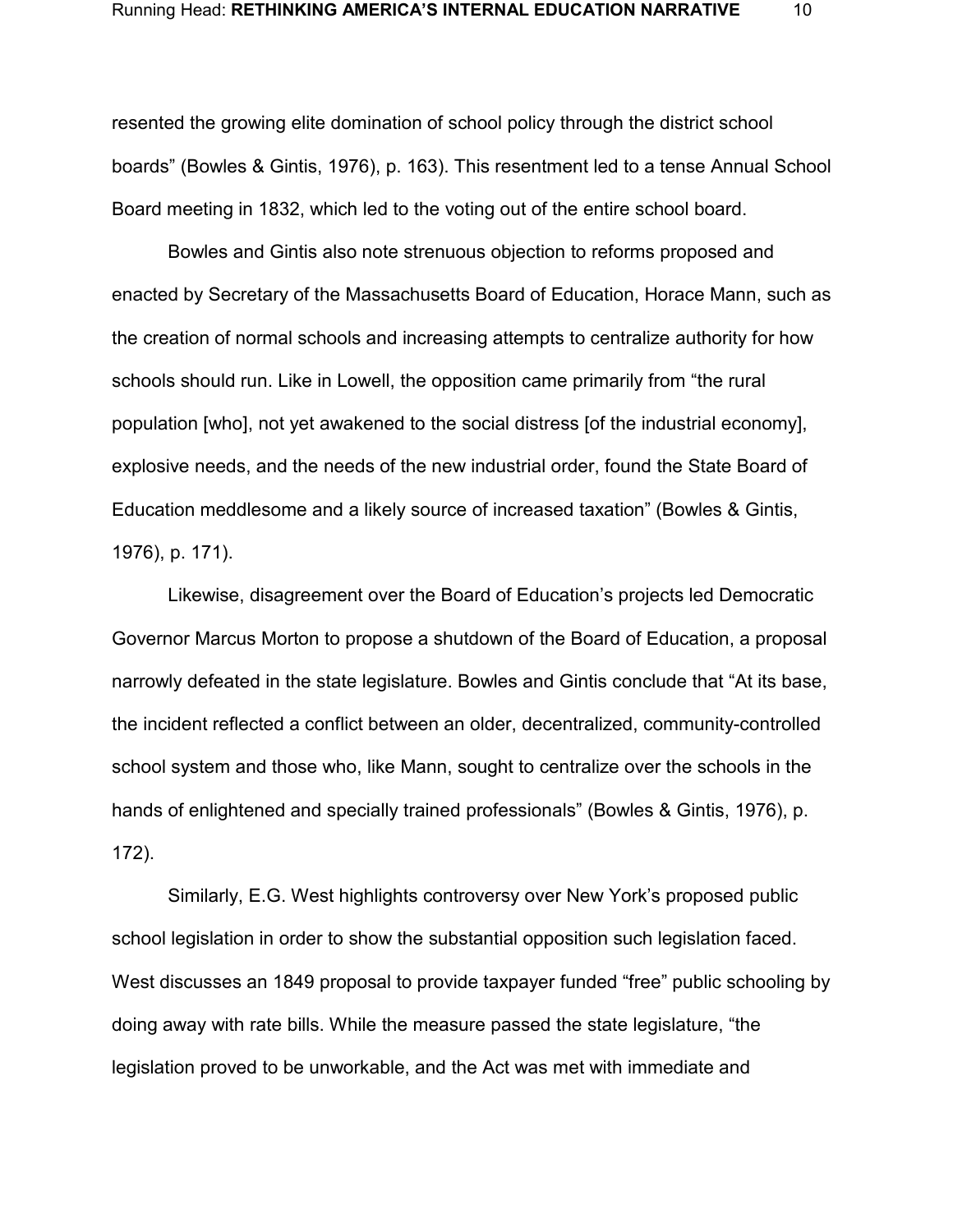resented the growing elite domination of school policy through the district school boards" (Bowles & Gintis, 1976), p. 163). This resentment led to a tense Annual School Board meeting in 1832, which led to the voting out of the entire school board.

Bowles and Gintis also note strenuous objection to reforms proposed and enacted by Secretary of the Massachusetts Board of Education, Horace Mann, such as the creation of normal schools and increasing attempts to centralize authority for how schools should run. Like in Lowell, the opposition came primarily from "the rural population [who], not yet awakened to the social distress [of the industrial economy], explosive needs, and the needs of the new industrial order, found the State Board of Education meddlesome and a likely source of increased taxation" (Bowles & Gintis, 1976), p. 171).

Likewise, disagreement over the Board of Education's projects led Democratic Governor Marcus Morton to propose a shutdown of the Board of Education, a proposal narrowly defeated in the state legislature. Bowles and Gintis conclude that "At its base, the incident reflected a conflict between an older, decentralized, community-controlled school system and those who, like Mann, sought to centralize over the schools in the hands of enlightened and specially trained professionals" (Bowles & Gintis, 1976), p. 172).

Similarly, E.G. West highlights controversy over New York's proposed public school legislation in order to show the substantial opposition such legislation faced. West discusses an 1849 proposal to provide taxpayer funded "free" public schooling by doing away with rate bills. While the measure passed the state legislature, "the legislation proved to be unworkable, and the Act was met with immediate and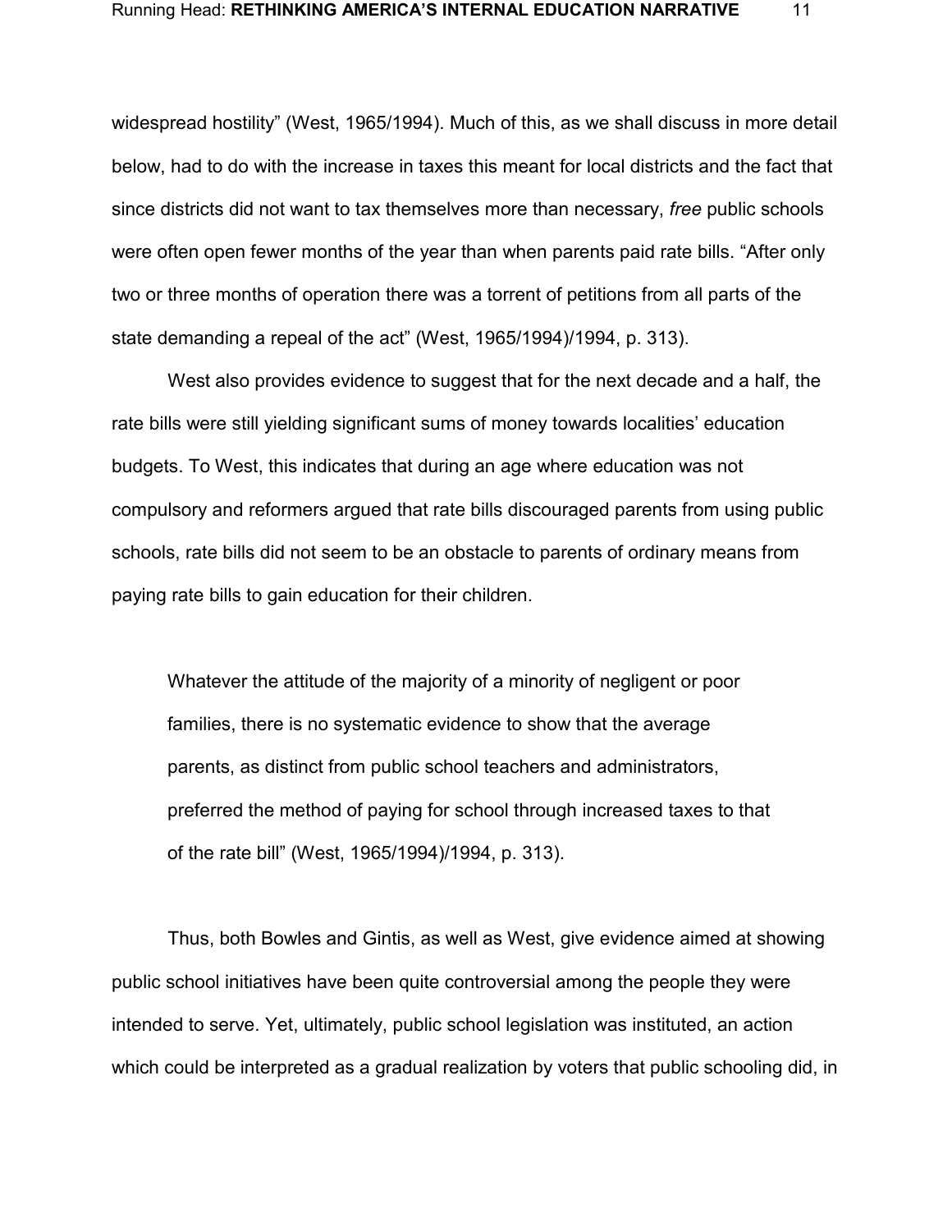widespread hostility" (West, 1965/1994). Much of this, as we shall discuss in more detail below, had to do with the increase in taxes this meant for local districts and the fact that since districts did not want to tax themselves more than necessary, *free* public schools were often open fewer months of the year than when parents paid rate bills. "After only two or three months of operation there was a torrent of petitions from all parts of the state demanding a repeal of the act" (West, 1965/1994)/1994, p. 313).

West also provides evidence to suggest that for the next decade and a half, the rate bills were still yielding significant sums of money towards localities' education budgets. To West, this indicates that during an age where education was not compulsory and reformers argued that rate bills discouraged parents from using public schools, rate bills did not seem to be an obstacle to parents of ordinary means from paying rate bills to gain education for their children.

> Whatever the attitude of the majority of a minority of negligent or poor families, there is no systematic evidence to show that the average parents, as distinct from public school teachers and administrators, preferred the method of paying for school through increased taxes to that of the rate bill" (West, 1965/1994)/1994, p. 313).

Thus, both Bowles and Gintis, as well as West, give evidence aimed at showing public school initiatives have been quite controversial among the people they were intended to serve. Yet, ultimately, public school legislation was instituted, an action which could be interpreted as a gradual realization by voters that public schooling did, in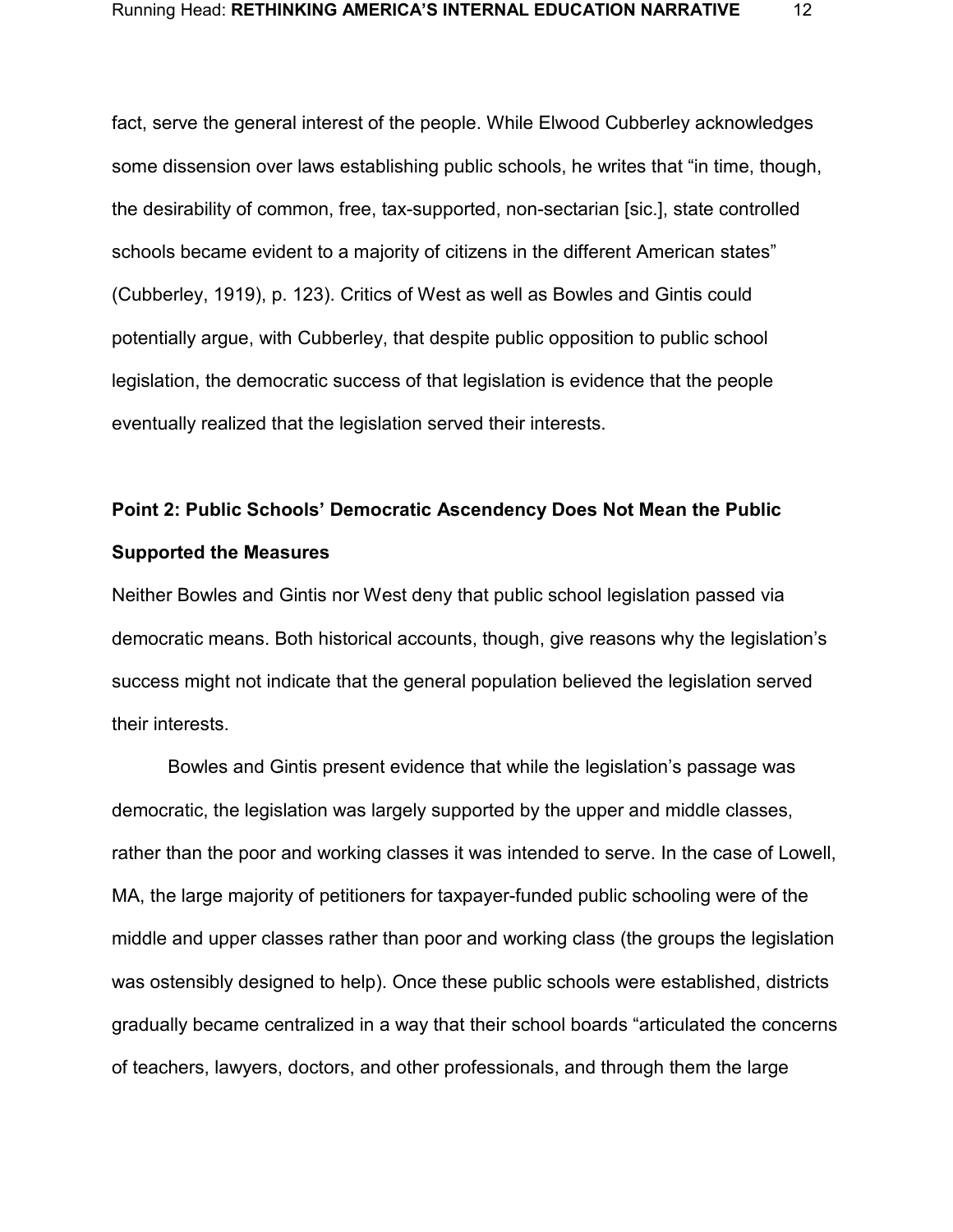fact, serve the general interest of the people. While Elwood Cubberley acknowledges some dissension over laws establishing public schools, he writes that "in time, though, the desirability of common, free, tax-supported, non-sectarian [sic.], state controlled schools became evident to a majority of citizens in the different American states" (Cubberley, 1919), p. 123). Critics of West as well as Bowles and Gintis could potentially argue, with Cubberley, that despite public opposition to public school legislation, the democratic success of that legislation is evidence that the people eventually realized that the legislation served their interests.

### Point 2: Public Schools' Democratic Ascendency Does Not Mean the Public Supported the Measures

Neither Bowles and Gintis nor West deny that public school legislation passed via democratic means. Both historical accounts, though, give reasons why the legislation's success might not indicate that the general population believed the legislation served their interests.

Bowles and Gintis present evidence that while the legislation's passage was democratic, the legislation was largely supported by the upper and middle classes, rather than the poor and working classes it was intended to serve. In the case of Lowell, MA, the large majority of petitioners for taxpayer-funded public schooling were of the middle and upper classes rather than poor and working class (the groups the legislation was ostensibly designed to help). Once these public schools were established, districts gradually became centralized in a way that their school boards "articulated the concerns of teachers, lawyers, doctors, and other professionals, and through them the large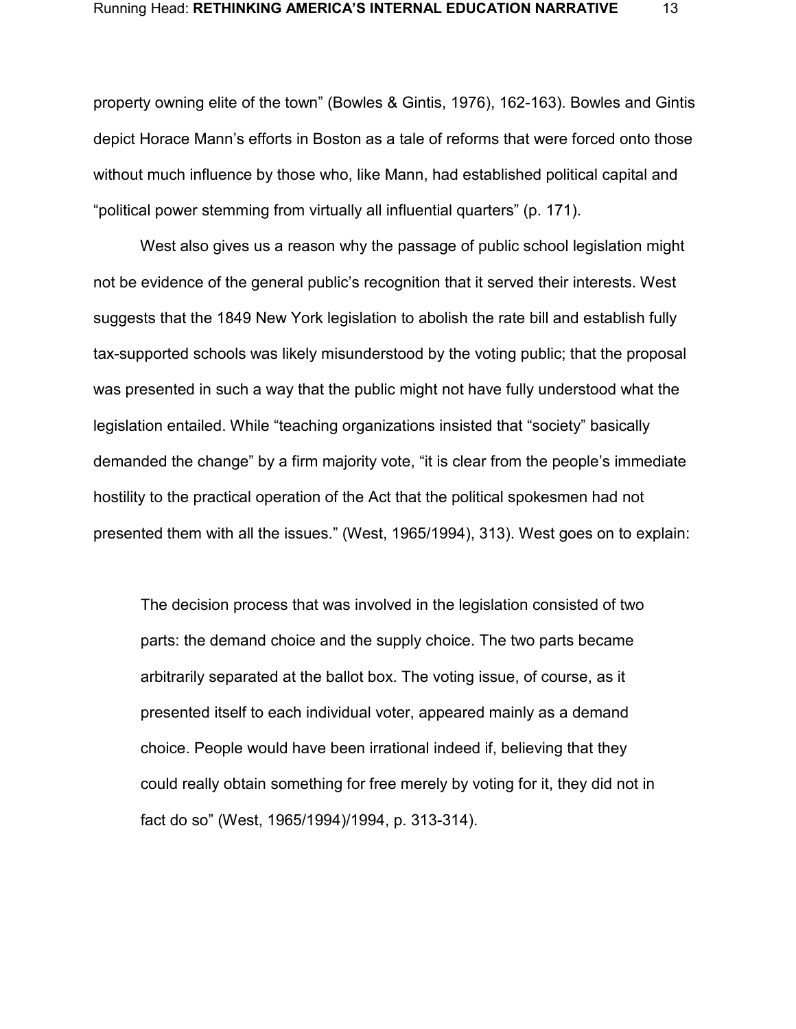property owning elite of the town" (Bowles & Gintis, 1976), 162-163). Bowles and Gintis depict Horace Mann's efforts in Boston as a tale of reforms that were forced onto those without much influence by those who, like Mann, had established political capital and "political power stemming from virtually all influential quarters" (p. 171).

West also gives us a reason why the passage of public school legislation might not be evidence of the general public's recognition that it served their interests. West suggests that the 1849 New York legislation to abolish the rate bill and establish fully tax-supported schools was likely misunderstood by the voting public; that the proposal was presented in such a way that the public might not have fully understood what the legislation entailed. While "teaching organizations insisted that "society" basically demanded the change" by a firm majority vote, "it is clear from the people's immediate hostility to the practical operation of the Act that the political spokesmen had not presented them with all the issues." (West, 1965/1994), 313). West goes on to explain:

> The decision process that was involved in the legislation consisted of two parts: the demand choice and the supply choice. The two parts became arbitrarily separated at the ballot box. The voting issue, of course, as it presented itself to each individual voter, appeared mainly as a demand choice. People would have been irrational indeed if, believing that they could really obtain something for free merely by voting for it, they did not in fact do so" (West, 1965/1994)/1994, p. 313-314).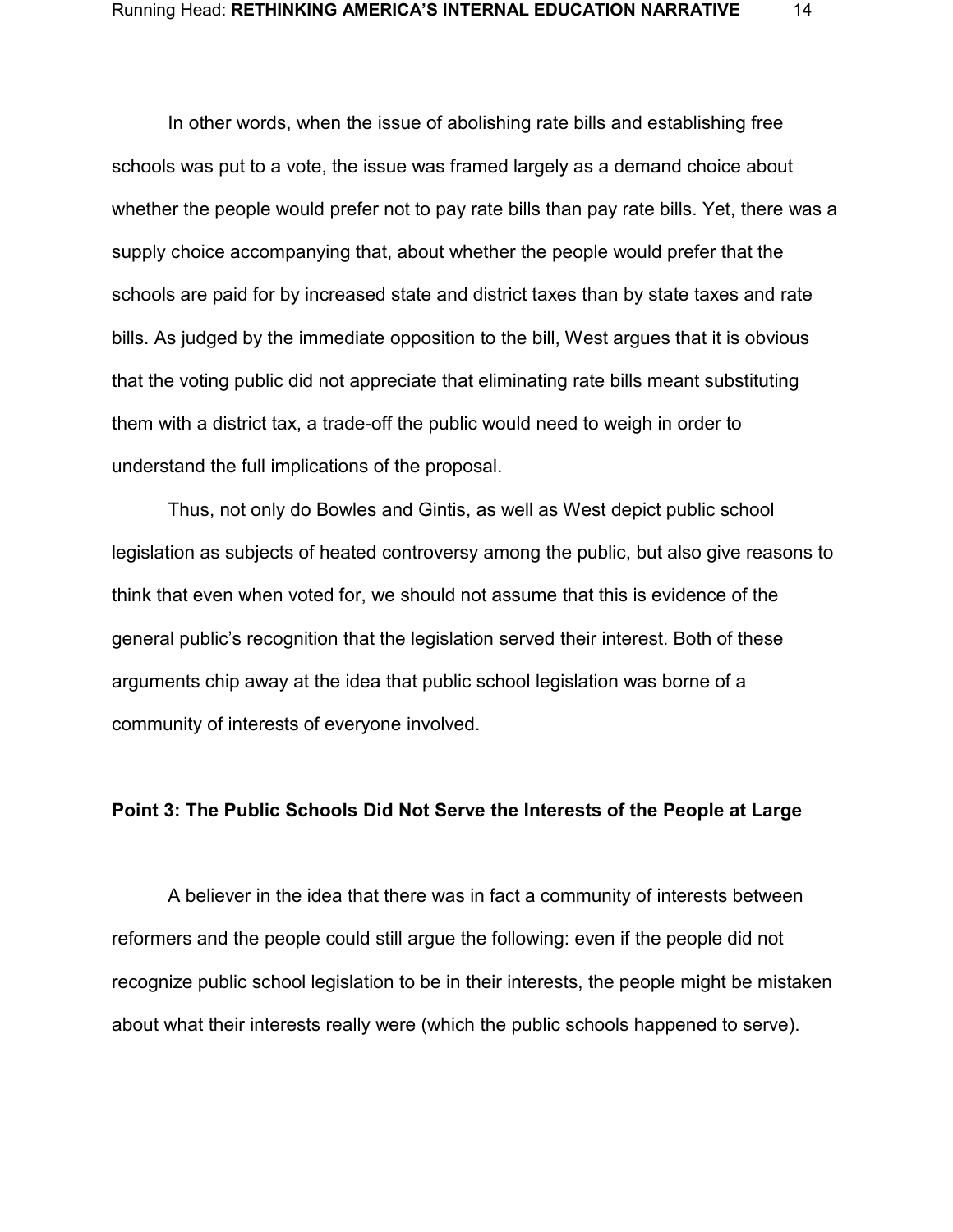In other words, when the issue of abolishing rate bills and establishing free schools was put to a vote, the issue was framed largely as a demand choice about whether the people would prefer not to pay rate bills than pay rate bills. Yet, there was a supply choice accompanying that, about whether the people would prefer that the schools are paid for by increased state and district taxes than by state taxes and rate bills. As judged by the immediate opposition to the bill, West argues that it is obvious that the voting public did not appreciate that eliminating rate bills meant substituting them with a district tax, a trade-off the public would need to weigh in order to understand the full implications of the proposal.

Thus, not only do Bowles and Gintis, as well as West depict public school legislation as subjects of heated controversy among the public, but also give reasons to think that even when voted for, we should not assume that this is evidence of the general public's recognition that the legislation served their interest. Both of these arguments chip away at the idea that public school legislation was borne of a community of interests of everyone involved.

**Point 3: The Public Schools Did Not Serve the Interests of the People at Large**

A believer in the idea that there was in fact a community of interests between reformers and the people could still argue the following: even if the people did not recognize public school legislation to be in their interests, the people might be mistaken about what their interests really were (which the public schools happened to serve).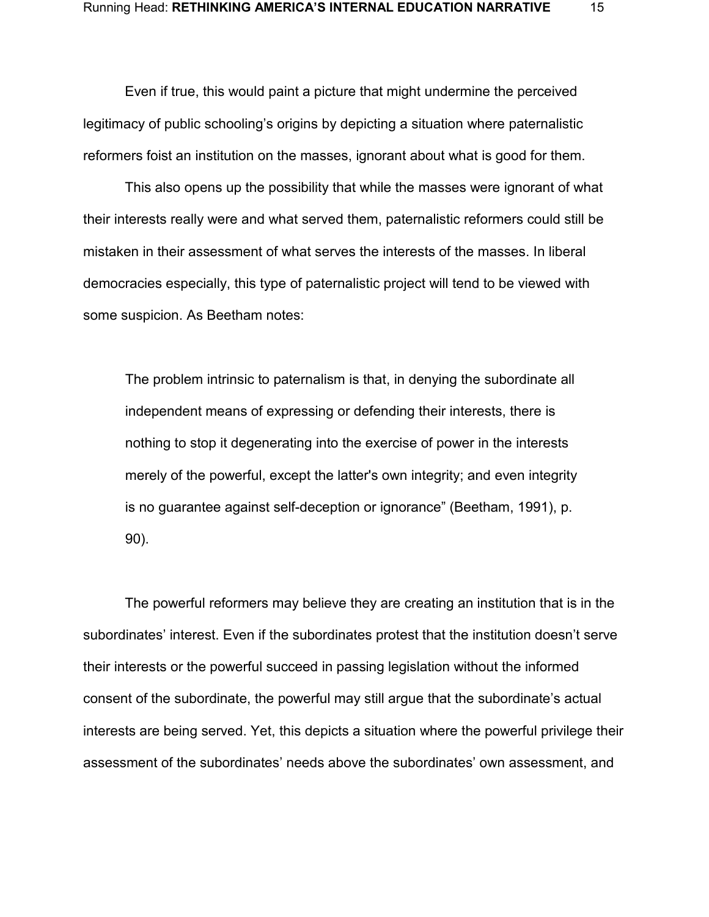Even if true, this would paint a picture that might undermine the perceived legitimacy of public schooling's origins by depicting a situation where paternalistic reformers foist an institution on the masses, ignorant about what is good for them.

This also opens up the possibility that while the masses were ignorant of what their interests really were and what served them, paternalistic reformers could still be mistaken in their assessment of what serves the interests of the masses. In liberal democracies especially, this type of paternalistic project will tend to be viewed with some suspicion. As Beetham notes:

> The problem intrinsic to paternalism is that, in denying the subordinate all independent means of expressing or defending their interests, there is nothing to stop it degenerating into the exercise of power in the interests merely of the powerful, except the latter's own integrity; and even integrity is no guarantee against self-deception or ignorance" (Beetham, 1991), p. 90).

The powerful reformers may believe they are creating an institution that is in the subordinates' interest. Even if the subordinates protest that the institution doesn't serve their interests or the powerful succeed in passing legislation without the informed consent of the subordinate, the powerful may still argue that the subordinate's actual interests are being served. Yet, this depicts a situation where the powerful privilege their assessment of the subordinates' needs above the subordinates' own assessment, and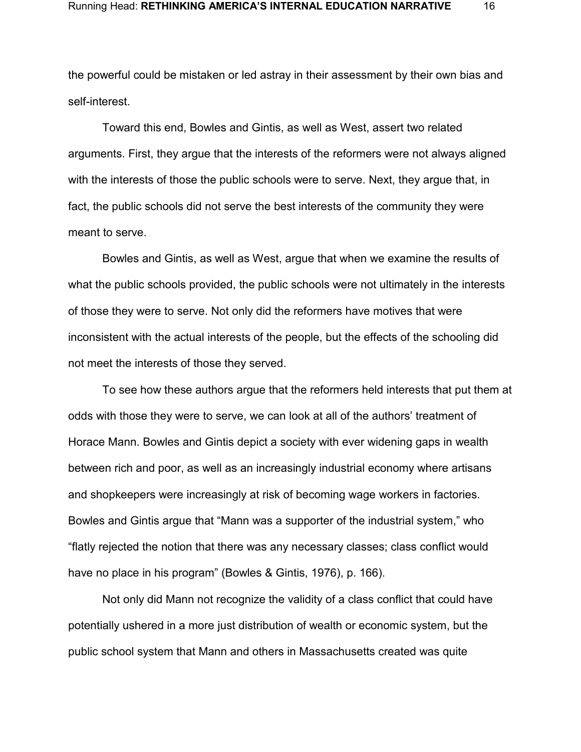the powerful could be mistaken or led astray in their assessment by their own bias and self-interest.

Toward this end, Bowles and Gintis, as well as West, assert two related arguments. First, they argue that the interests of the reformers were not always aligned with the interests of those the public schools were to serve. Next, they argue that, in fact, the public schools did not serve the best interests of the community they were meant to serve.

Bowles and Gintis, as well as West, argue that when we examine the results of what the public schools provided, the public schools were not ultimately in the interests of those they were to serve. Not only did the reformers have motives that were inconsistent with the actual interests of the people, but the effects of the schooling did not meet the interests of those they served.

To see how these authors argue that the reformers held interests that put them at odds with those they were to serve, we can look at all of the authors' treatment of Horace Mann. Bowles and Gintis depict a society with ever widening gaps in wealth between rich and poor, as well as an increasingly industrial economy where artisans and shopkeepers were increasingly at risk of becoming wage workers in factories. Bowles and Gintis argue that "Mann was a supporter of the industrial system," who "flatly rejected the notion that there was any necessary classes; class conflict would have no place in his program" (Bowles & Gintis, 1976), p. 166).

Not only did Mann not recognize the validity of a class conflict that could have potentially ushered in a more just distribution of wealth or economic system, but the public school system that Mann and others in Massachusetts created was quite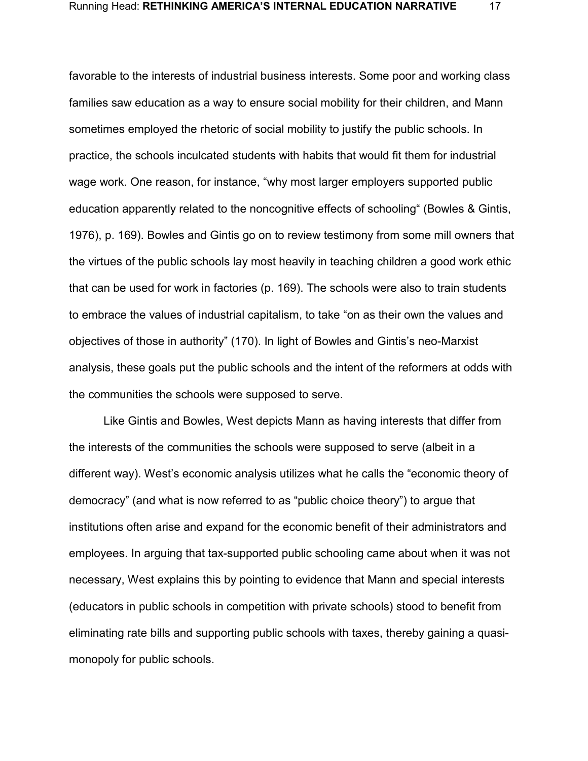favorable to the interests of industrial business interests. Some poor and working class families saw education as a way to ensure social mobility for their children, and Mann sometimes employed the rhetoric of social mobility to justify the public schools. In practice, the schools inculcated students with habits that would fit them for industrial wage work. One reason, for instance, "why most larger employers supported public education apparently related to the noncognitive effects of schooling" (Bowles & Gintis, 1976), p. 169). Bowles and Gintis go on to review testimony from some mill owners that the virtues of the public schools lay most heavily in teaching children a good work ethic that can be used for work in factories (p. 169). The schools were also to train students to embrace the values of industrial capitalism, to take "on as their own the values and objectives of those in authority" (170). In light of Bowles and Gintis's neo-Marxist analysis, these goals put the public schools and the intent of the reformers at odds with the communities the schools were supposed to serve.

Like Gintis and Bowles, West depicts Mann as having interests that differ from the interests of the communities the schools were supposed to serve (albeit in a different way). West's economic analysis utilizes what he calls the "economic theory of democracy" (and what is now referred to as "public choice theory") to argue that institutions often arise and expand for the economic benefit of their administrators and employees. In arguing that tax-supported public schooling came about when it was not necessary, West explains this by pointing to evidence that Mann and special interests (educators in public schools in competition with private schools) stood to benefit from eliminating rate bills and supporting public schools with taxes, thereby gaining a quasi-monopoly for public schools.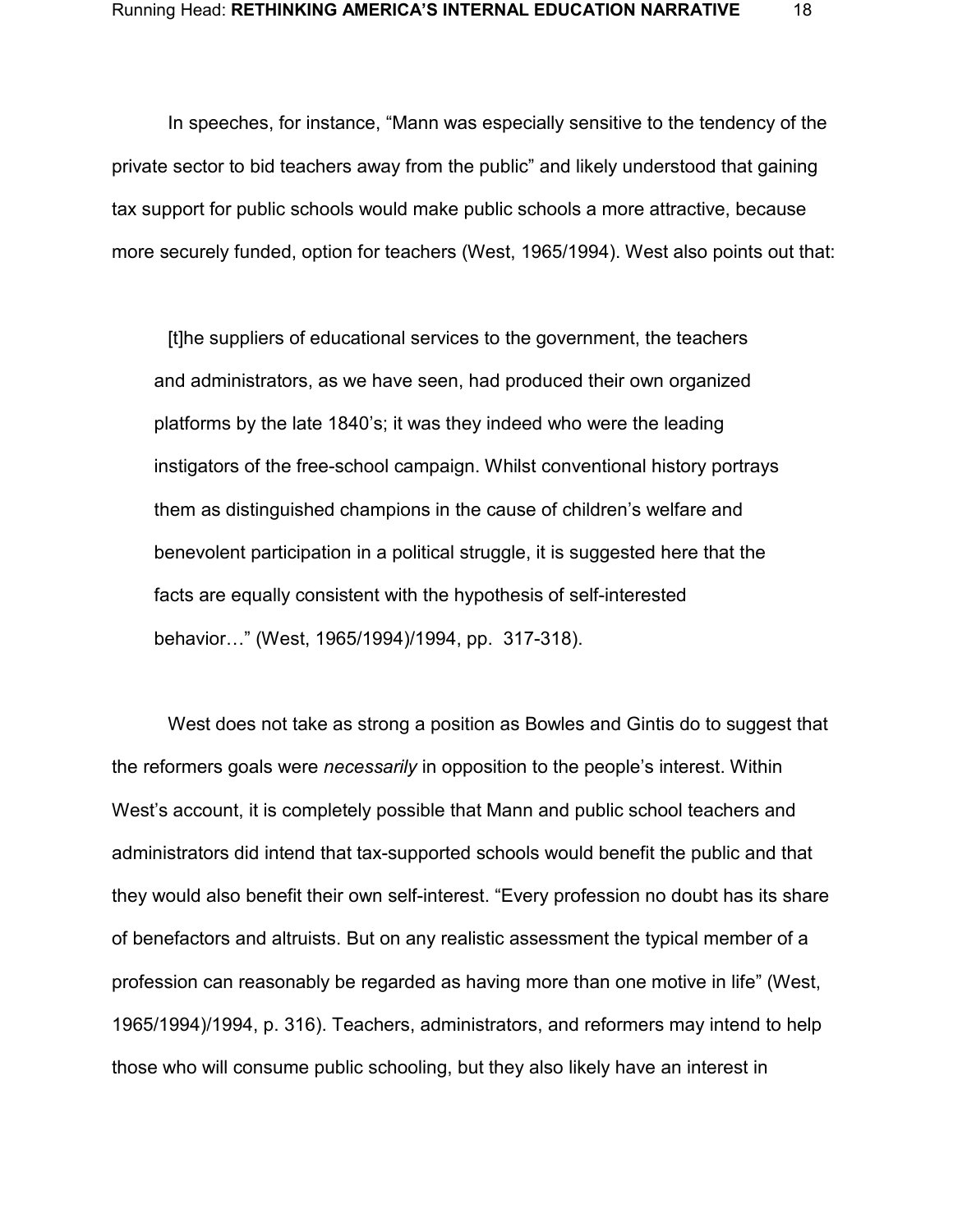In speeches, for instance, “Mann was especially sensitive to the tendency of the private sector to bid teachers away from the public” and likely understood that gaining tax support for public schools would make public schools a more attractive, because more securely funded, option for teachers (West, 1965/1994). West also points out that:

> [t]he suppliers of educational services to the government, the teachers and administrators, as we have seen, had produced their own organized platforms by the late 1840’s; it was they indeed who were the leading instigators of the free-school campaign. Whilst conventional history portrays them as distinguished champions in the cause of children’s welfare and benevolent participation in a political struggle, it is suggested here that the facts are equally consistent with the hypothesis of self-interested behavior…” (West, 1965/1994)/1994, pp. 317-318).

West does not take as strong a position as Bowles and Gintis do to suggest that the reformers goals were *necessarily* in opposition to the people’s interest. Within West’s account, it is completely possible that Mann and public school teachers and administrators did intend that tax-supported schools would benefit the public and that they would also benefit their own self-interest. “Every profession no doubt has its share of benefactors and altruists. But on any realistic assessment the typical member of a profession can reasonably be regarded as having more than one motive in life” (West, 1965/1994)/1994, p. 316). Teachers, administrators, and reformers may intend to help those who will consume public schooling, but they also likely have an interest in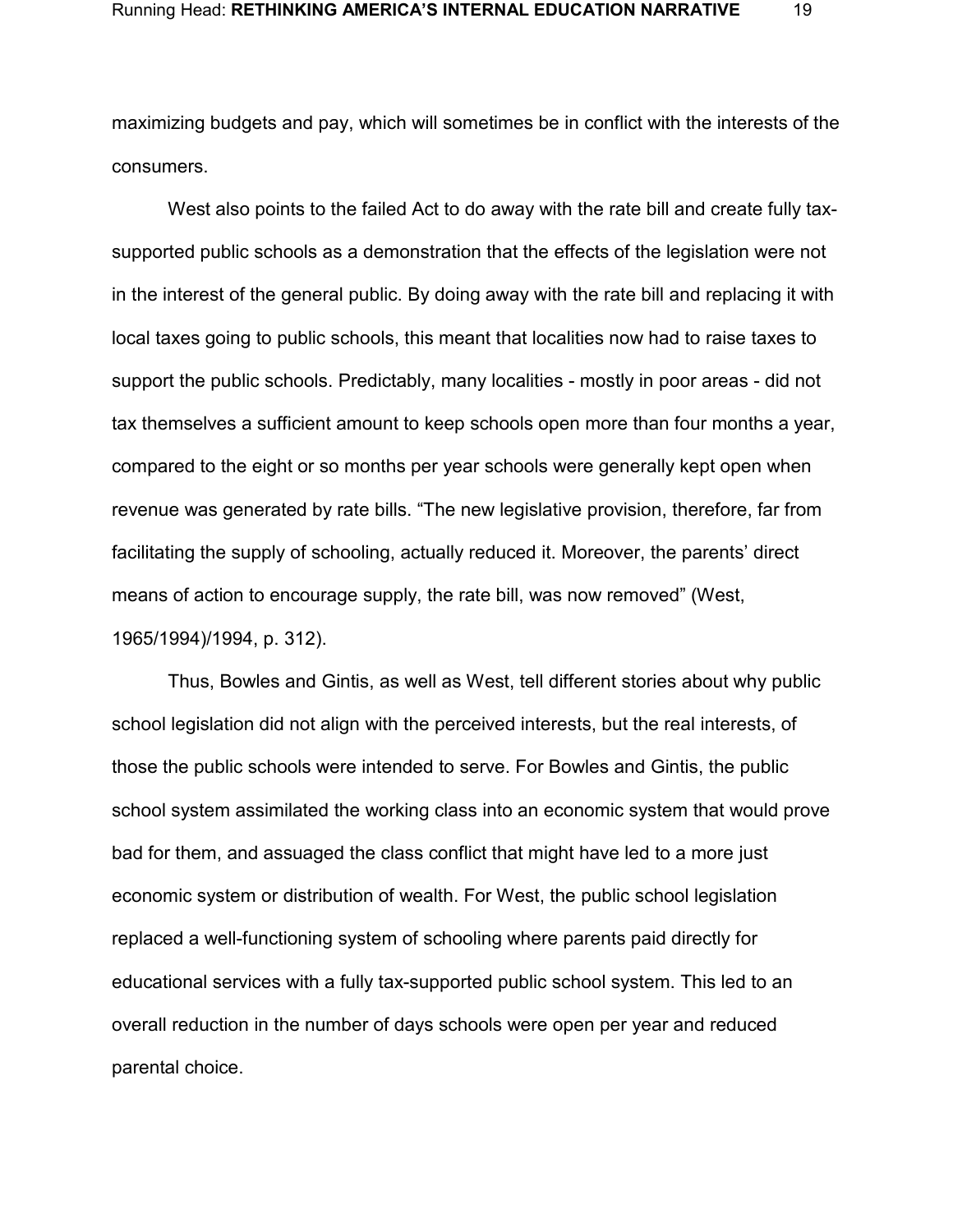maximizing budgets and pay, which will sometimes be in conflict with the interests of the consumers.

West also points to the failed Act to do away with the rate bill and create fully tax-supported public schools as a demonstration that the effects of the legislation were not in the interest of the general public. By doing away with the rate bill and replacing it with local taxes going to public schools, this meant that localities now had to raise taxes to support the public schools. Predictably, many localities - mostly in poor areas - did not tax themselves a sufficient amount to keep schools open more than four months a year, compared to the eight or so months per year schools were generally kept open when revenue was generated by rate bills. "The new legislative provision, therefore, far from facilitating the supply of schooling, actually reduced it. Moreover, the parents' direct means of action to encourage supply, the rate bill, was now removed" (West, 1965/1994)/1994, p. 312).

Thus, Bowles and Gintis, as well as West, tell different stories about why public school legislation did not align with the perceived interests, but the real interests, of those the public schools were intended to serve. For Bowles and Gintis, the public school system assimilated the working class into an economic system that would prove bad for them, and assuaged the class conflict that might have led to a more just economic system or distribution of wealth. For West, the public school legislation replaced a well-functioning system of schooling where parents paid directly for educational services with a fully tax-supported public school system. This led to an overall reduction in the number of days schools were open per year and reduced parental choice.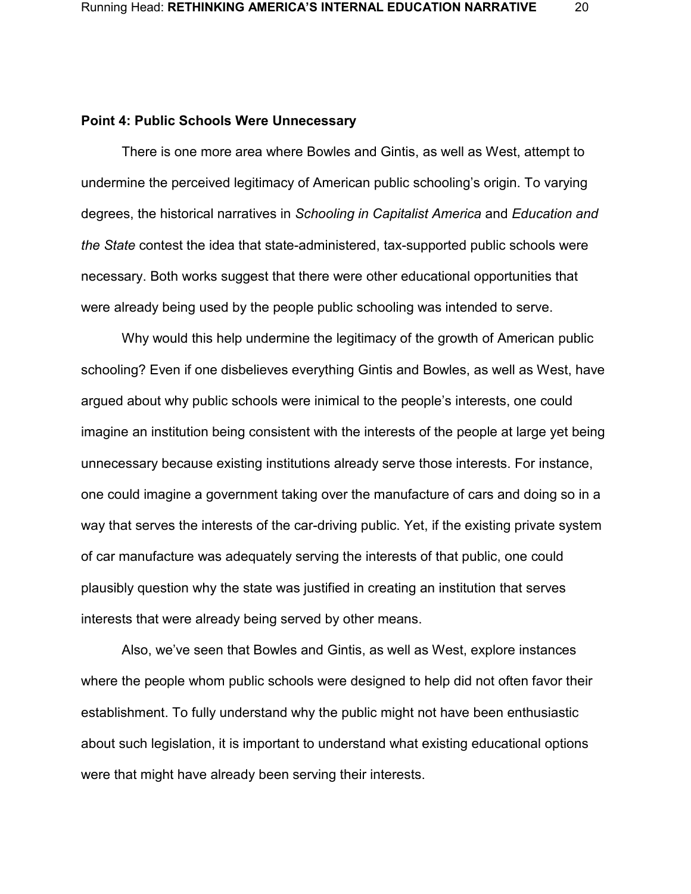**Point 4: Public Schools Were Unnecessary**

There is one more area where Bowles and Gintis, as well as West, attempt to undermine the perceived legitimacy of American public schooling's origin. To varying degrees, the historical narratives in *Schooling in Capitalist America* and *Education and the State* contest the idea that state-administered, tax-supported public schools were necessary. Both works suggest that there were other educational opportunities that were already being used by the people public schooling was intended to serve.

Why would this help undermine the legitimacy of the growth of American public schooling? Even if one disbelieves everything Gintis and Bowles, as well as West, have argued about why public schools were inimical to the people's interests, one could imagine an institution being consistent with the interests of the people at large yet being unnecessary because existing institutions already serve those interests. For instance, one could imagine a government taking over the manufacture of cars and doing so in a way that serves the interests of the car-driving public. Yet, if the existing private system of car manufacture was adequately serving the interests of that public, one could plausibly question why the state was justified in creating an institution that serves interests that were already being served by other means.

Also, we've seen that Bowles and Gintis, as well as West, explore instances where the people whom public schools were designed to help did not often favor their establishment. To fully understand why the public might not have been enthusiastic about such legislation, it is important to understand what existing educational options were that might have already been serving their interests.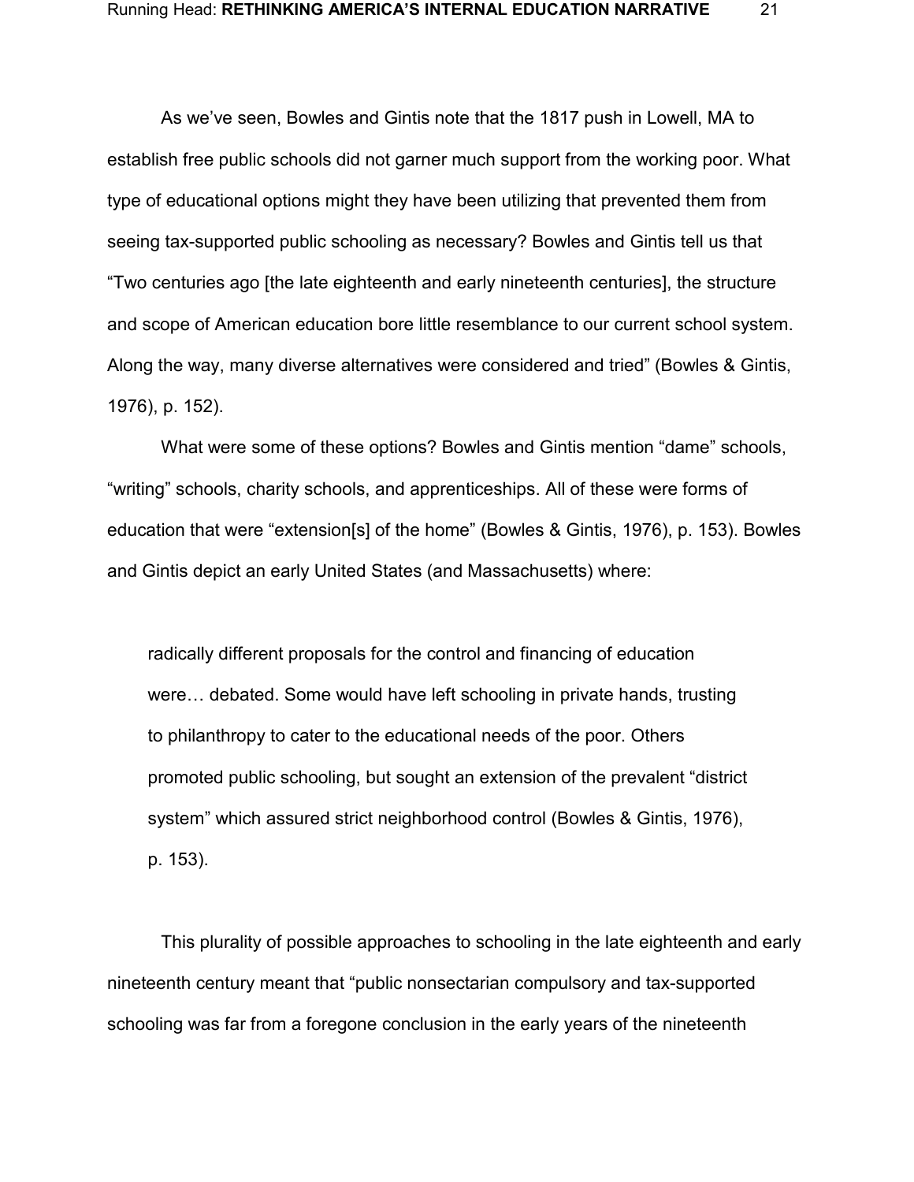As we've seen, Bowles and Gintis note that the 1817 push in Lowell, MA to establish free public schools did not garner much support from the working poor. What type of educational options might they have been utilizing that prevented them from seeing tax-supported public schooling as necessary? Bowles and Gintis tell us that "Two centuries ago [the late eighteenth and early nineteenth centuries], the structure and scope of American education bore little resemblance to our current school system. Along the way, many diverse alternatives were considered and tried" (Bowles & Gintis, 1976), p. 152).

What were some of these options? Bowles and Gintis mention "dame" schools, "writing" schools, charity schools, and apprenticeships. All of these were forms of education that were "extension[s] of the home" (Bowles & Gintis, 1976), p. 153). Bowles and Gintis depict an early United States (and Massachusetts) where:

> radically different proposals for the control and financing of education were… debated. Some would have left schooling in private hands, trusting to philanthropy to cater to the educational needs of the poor. Others promoted public schooling, but sought an extension of the prevalent "district system" which assured strict neighborhood control (Bowles & Gintis, 1976), p. 153).

This plurality of possible approaches to schooling in the late eighteenth and early nineteenth century meant that "public nonsectarian compulsory and tax-supported schooling was far from a foregone conclusion in the early years of the nineteenth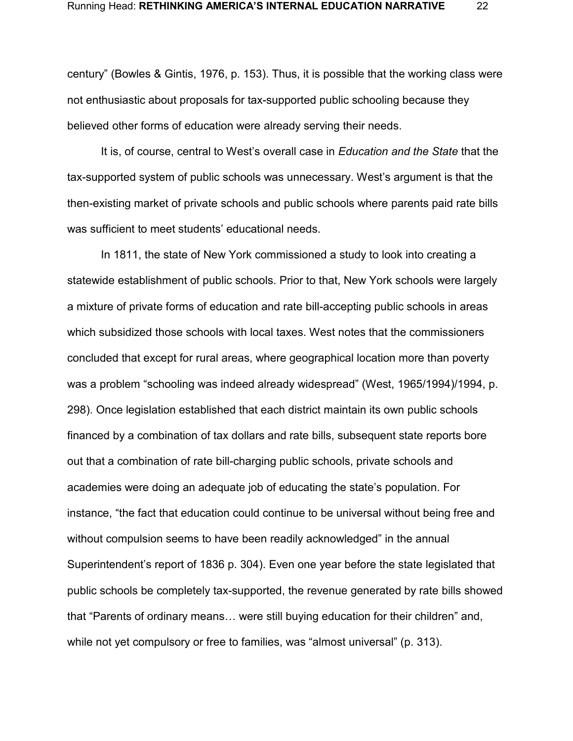century" (Bowles & Gintis, 1976, p. 153). Thus, it is possible that the working class were not enthusiastic about proposals for tax-supported public schooling because they believed other forms of education were already serving their needs.

It is, of course, central to West's overall case in *Education and the State* that the tax-supported system of public schools was unnecessary. West's argument is that the then-existing market of private schools and public schools where parents paid rate bills was sufficient to meet students' educational needs.

In 1811, the state of New York commissioned a study to look into creating a statewide establishment of public schools. Prior to that, New York schools were largely a mixture of private forms of education and rate bill-accepting public schools in areas which subsidized those schools with local taxes. West notes that the commissioners concluded that except for rural areas, where geographical location more than poverty was a problem "schooling was indeed already widespread" (West, 1965/1994)/1994, p. 298). Once legislation established that each district maintain its own public schools financed by a combination of tax dollars and rate bills, subsequent state reports bore out that a combination of rate bill-charging public schools, private schools and academies were doing an adequate job of educating the state's population. For instance, "the fact that education could continue to be universal without being free and without compulsion seems to have been readily acknowledged" in the annual Superintendent's report of 1836 p. 304). Even one year before the state legislated that public schools be completely tax-supported, the revenue generated by rate bills showed that "Parents of ordinary means… were still buying education for their children" and, while not yet compulsory or free to families, was "almost universal" (p. 313).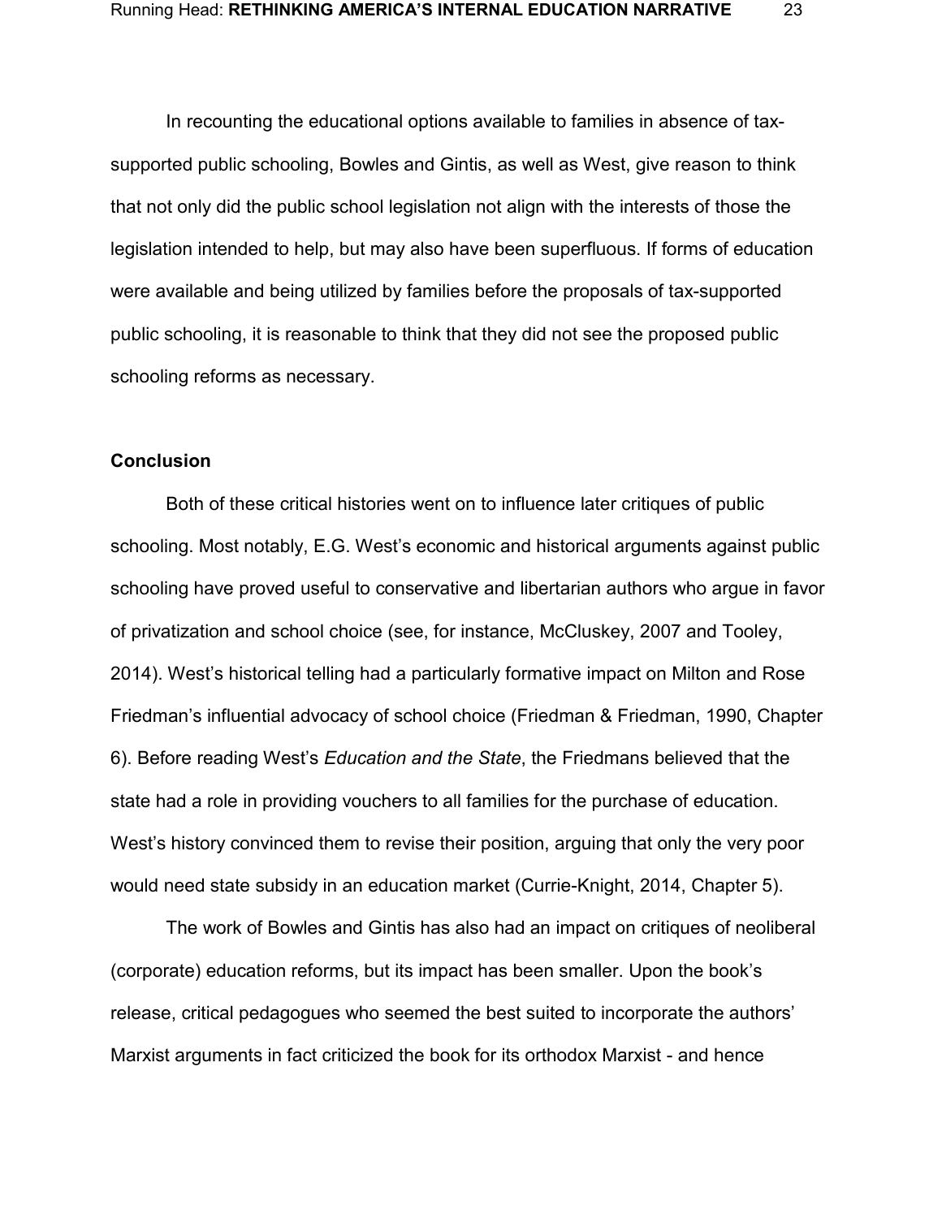In recounting the educational options available to families in absence of tax-supported public schooling, Bowles and Gintis, as well as West, give reason to think that not only did the public school legislation not align with the interests of those the legislation intended to help, but may also have been superfluous. If forms of education were available and being utilized by families before the proposals of tax-supported public schooling, it is reasonable to think that they did not see the proposed public schooling reforms as necessary.

### Conclusion

Both of these critical histories went on to influence later critiques of public schooling. Most notably, E.G. West's economic and historical arguments against public schooling have proved useful to conservative and libertarian authors who argue in favor of privatization and school choice (see, for instance, McCluskey, 2007 and Tooley, 2014). West's historical telling had a particularly formative impact on Milton and Rose Friedman's influential advocacy of school choice (Friedman & Friedman, 1990, Chapter 6). Before reading West's *Education and the State*, the Friedmans believed that the state had a role in providing vouchers to all families for the purchase of education. West's history convinced them to revise their position, arguing that only the very poor would need state subsidy in an education market (Currie-Knight, 2014, Chapter 5).

The work of Bowles and Gintis has also had an impact on critiques of neoliberal (corporate) education reforms, but its impact has been smaller. Upon the book's release, critical pedagogues who seemed the best suited to incorporate the authors' Marxist arguments in fact criticized the book for its orthodox Marxist - and hence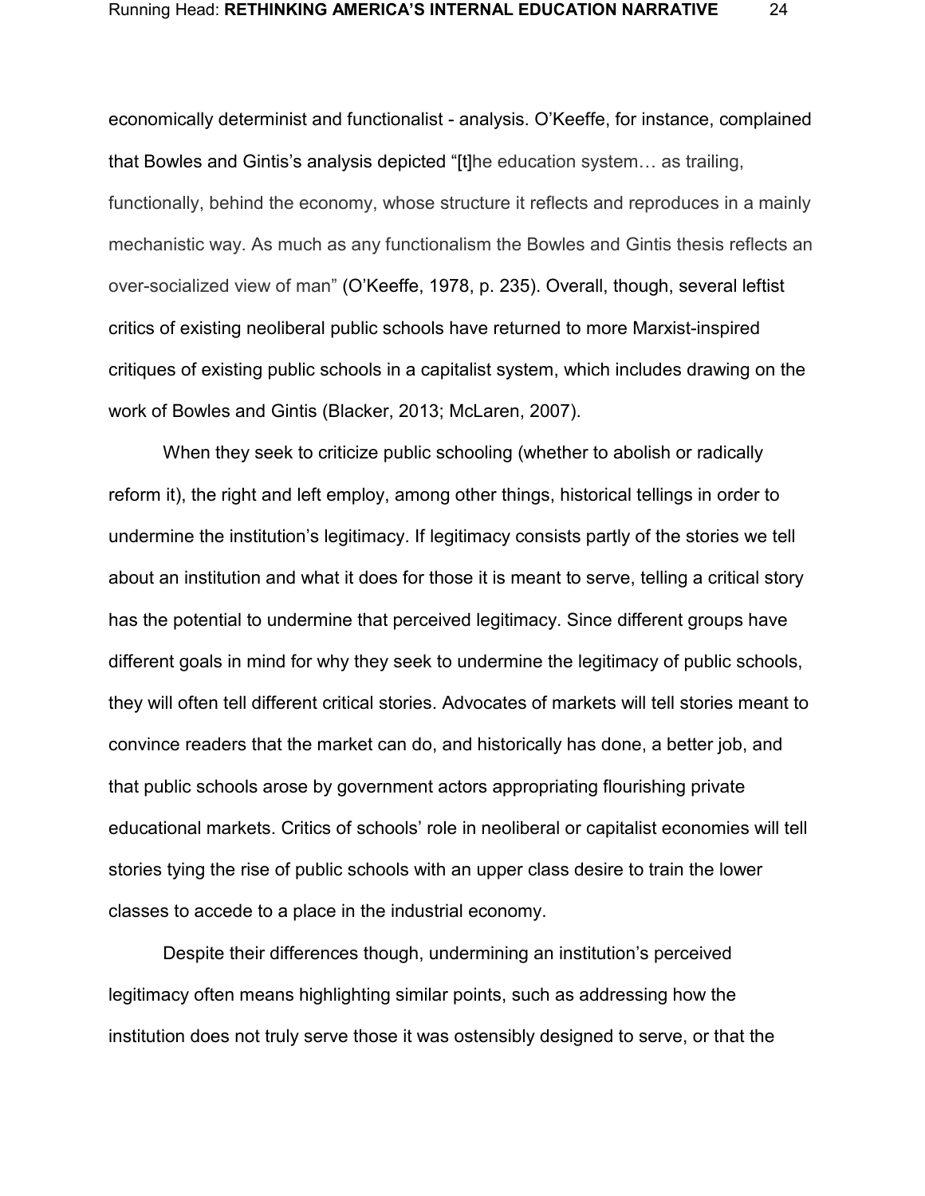economically determinist and functionalist - analysis. O'Keeffe, for instance, complained that Bowles and Gintis's analysis depicted "[t]he education system… as trailing, functionally, behind the economy, whose structure it reflects and reproduces in a mainly mechanistic way. As much as any functionalism the Bowles and Gintis thesis reflects an over-socialized view of man" (O'Keeffe, 1978, p. 235). Overall, though, several leftist critics of existing neoliberal public schools have returned to more Marxist-inspired critiques of existing public schools in a capitalist system, which includes drawing on the work of Bowles and Gintis (Blacker, 2013; McLaren, 2007).

When they seek to criticize public schooling (whether to abolish or radically reform it), the right and left employ, among other things, historical tellings in order to undermine the institution's legitimacy. If legitimacy consists partly of the stories we tell about an institution and what it does for those it is meant to serve, telling a critical story has the potential to undermine that perceived legitimacy. Since different groups have different goals in mind for why they seek to undermine the legitimacy of public schools, they will often tell different critical stories. Advocates of markets will tell stories meant to convince readers that the market can do, and historically has done, a better job, and that public schools arose by government actors appropriating flourishing private educational markets. Critics of schools' role in neoliberal or capitalist economies will tell stories tying the rise of public schools with an upper class desire to train the lower classes to accede to a place in the industrial economy.

Despite their differences though, undermining an institution's perceived legitimacy often means highlighting similar points, such as addressing how the institution does not truly serve those it was ostensibly designed to serve, or that the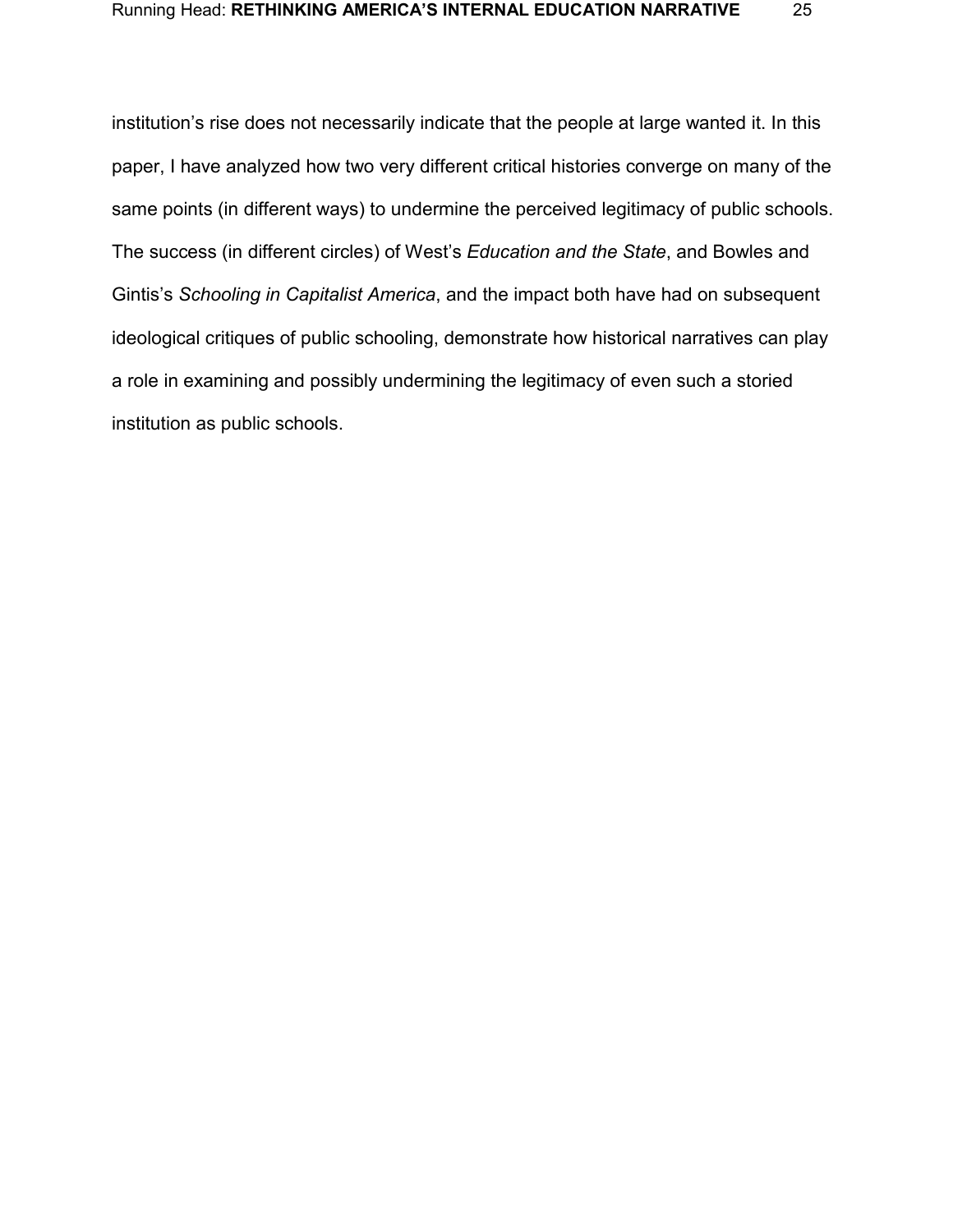institution's rise does not necessarily indicate that the people at large wanted it. In this paper, I have analyzed how two very different critical histories converge on many of the same points (in different ways) to undermine the perceived legitimacy of public schools. The success (in different circles) of West's *Education and the State*, and Bowles and Gintis's *Schooling in Capitalist America*, and the impact both have had on subsequent ideological critiques of public schooling, demonstrate how historical narratives can play a role in examining and possibly undermining the legitimacy of even such a storied institution as public schools.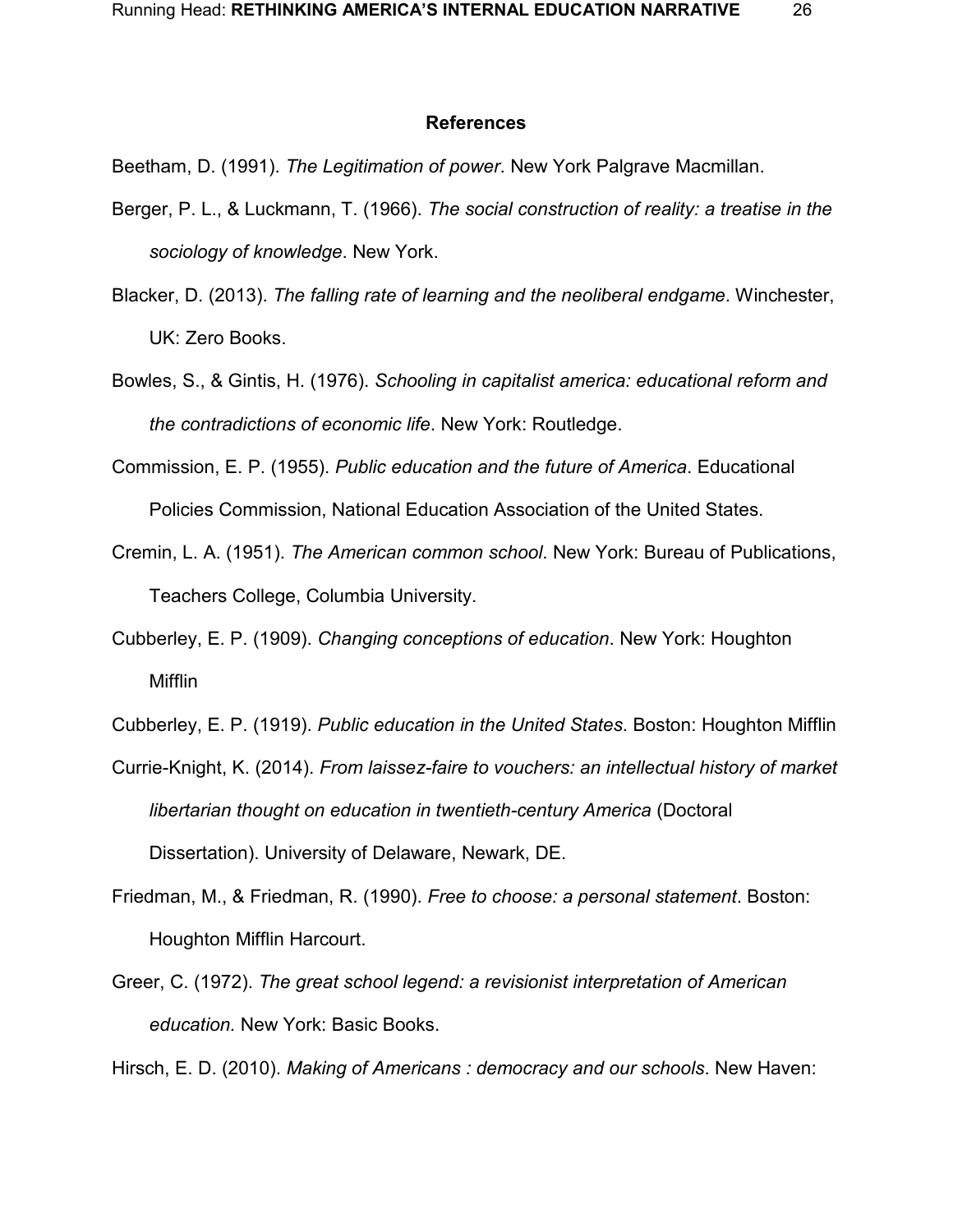## References

Beetham, D. (1991). *The Legitimation of power*. New York Palgrave Macmillan.

Berger, P. L., & Luckmann, T. (1966). *The social construction of reality: a treatise in the sociology of knowledge*. New York.

Blacker, D. (2013). *The falling rate of learning and the neoliberal endgame*. Winchester, UK: Zero Books.

Bowles, S., & Gintis, H. (1976). *Schooling in capitalist america: educational reform and the contradictions of economic life*. New York: Routledge.

Commission, E. P. (1955). *Public education and the future of America*. Educational Policies Commission, National Education Association of the United States.

Cremin, L. A. (1951). *The American common school*. New York: Bureau of Publications, Teachers College, Columbia University.

Cubberley, E. P. (1909). *Changing conceptions of education*. New York: Houghton Mifflin

Cubberley, E. P. (1919). *Public education in the United States*. Boston: Houghton Mifflin

Currie-Knight, K. (2014). *From laissez-faire to vouchers: an intellectual history of market libertarian thought on education in twentieth-century America* (Doctoral Dissertation). University of Delaware, Newark, DE.

Friedman, M., & Friedman, R. (1990). *Free to choose: a personal statement*. Boston: Houghton Mifflin Harcourt.

Greer, C. (1972). *The great school legend: a revisionist interpretation of American education.* New York: Basic Books.

Hirsch, E. D. (2010). *Making of Americans : democracy and our schools*. New Haven: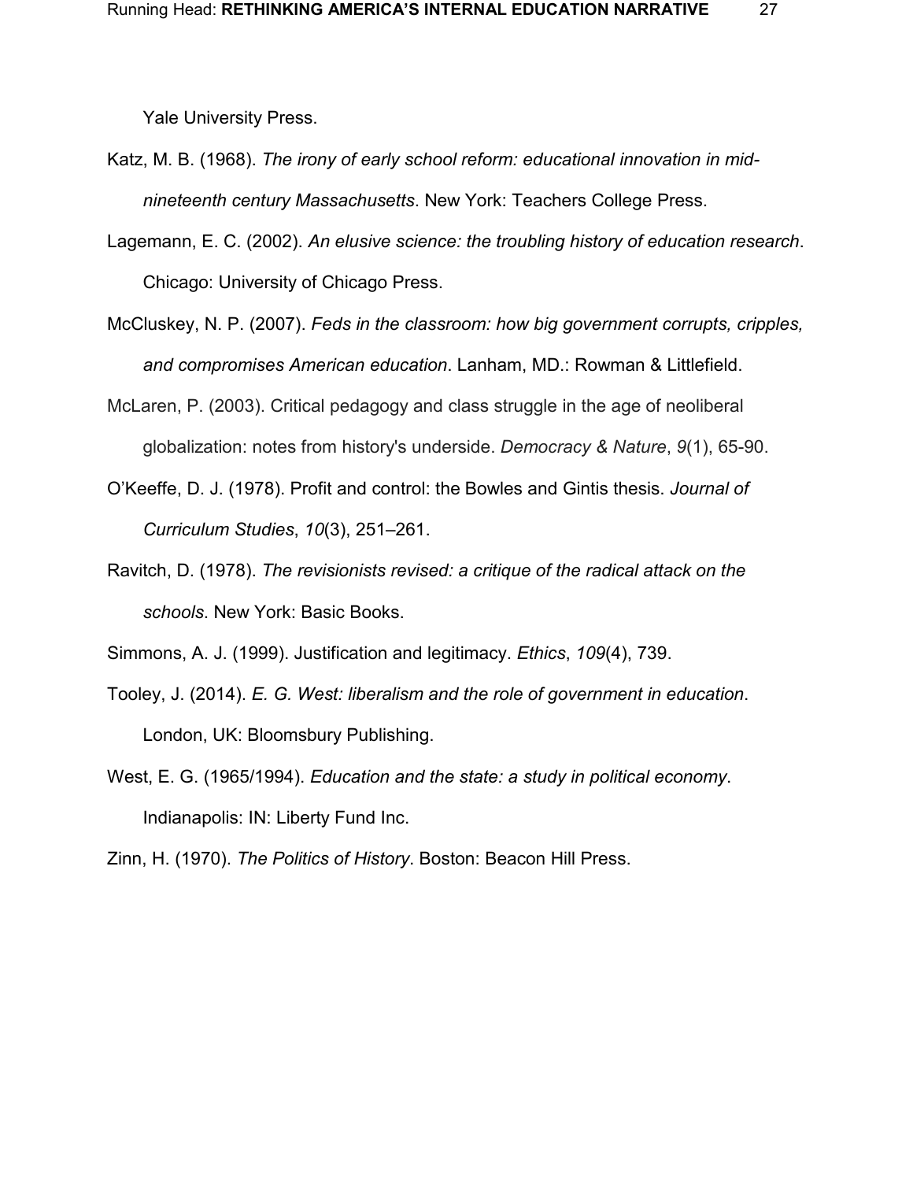Yale University Press.

Katz, M. B. (1968). *The irony of early school reform: educational innovation in mid-nineteenth century Massachusetts*. New York: Teachers College Press.

Lagemann, E. C. (2002). *An elusive science: the troubling history of education research*. Chicago: University of Chicago Press.

McCluskey, N. P. (2007). *Feds in the classroom: how big government corrupts, cripples, and compromises American education*. Lanham, MD.: Rowman & Littlefield.

McLaren, P. (2003). Critical pedagogy and class struggle in the age of neoliberal globalization: notes from history's underside. *Democracy & Nature*, *9*(1), 65-90.

O'Keeffe, D. J. (1978). Profit and control: the Bowles and Gintis thesis. *Journal of Curriculum Studies*, *10*(3), 251–261.

Ravitch, D. (1978). *The revisionists revised: a critique of the radical attack on the schools*. New York: Basic Books.

Simmons, A. J. (1999). Justification and legitimacy. *Ethics*, *109*(4), 739.

Tooley, J. (2014). *E. G. West: liberalism and the role of government in education*. London, UK: Bloomsbury Publishing.

West, E. G. (1965/1994). *Education and the state: a study in political economy*. Indianapolis: IN: Liberty Fund Inc.

Zinn, H. (1970). *The Politics of History*. Boston: Beacon Hill Press.